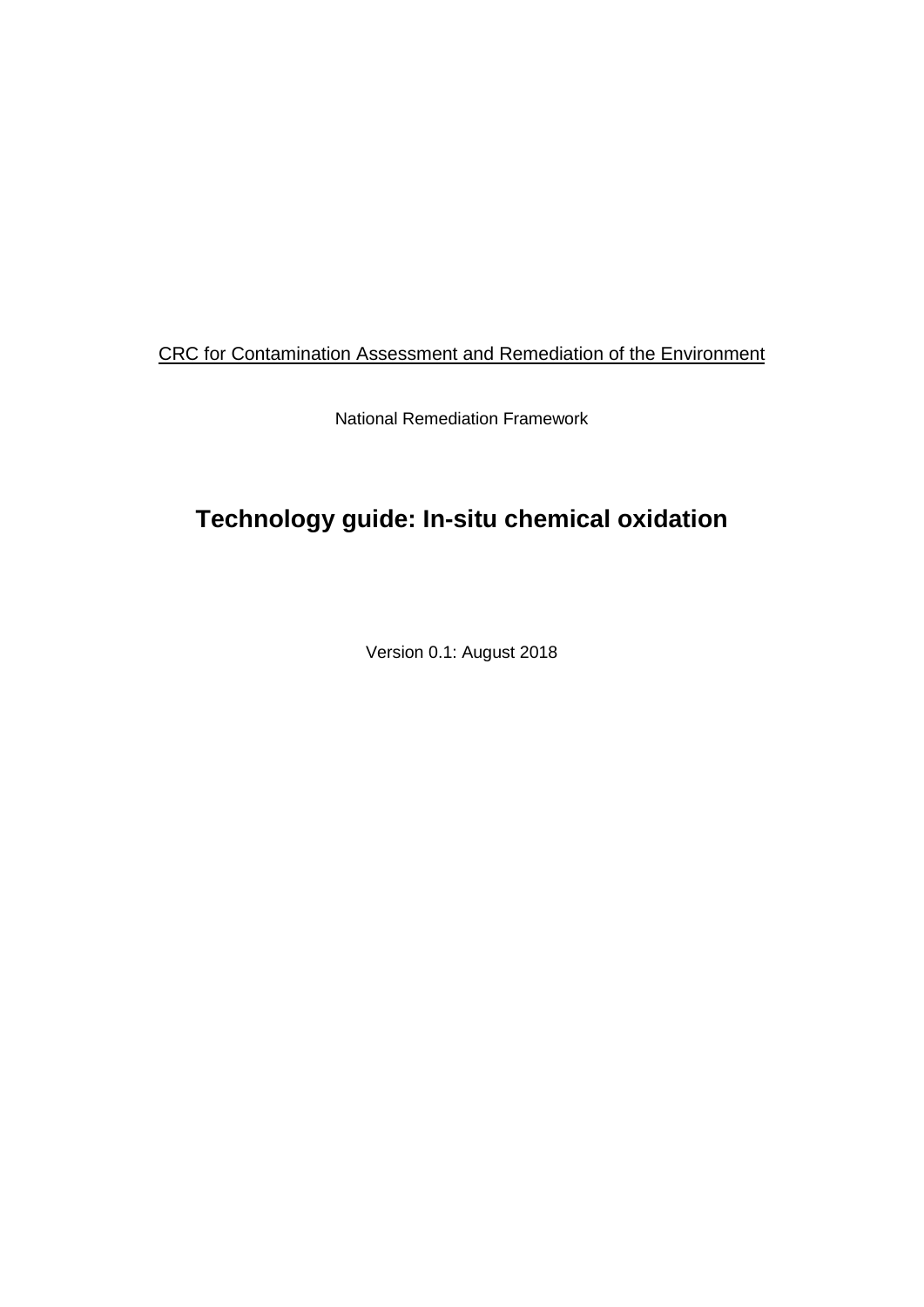CRC for Contamination Assessment and Remediation of the Environment

National Remediation Framework

# Technology guide: In-situ chemical oxidation

Version 0.1: August 2018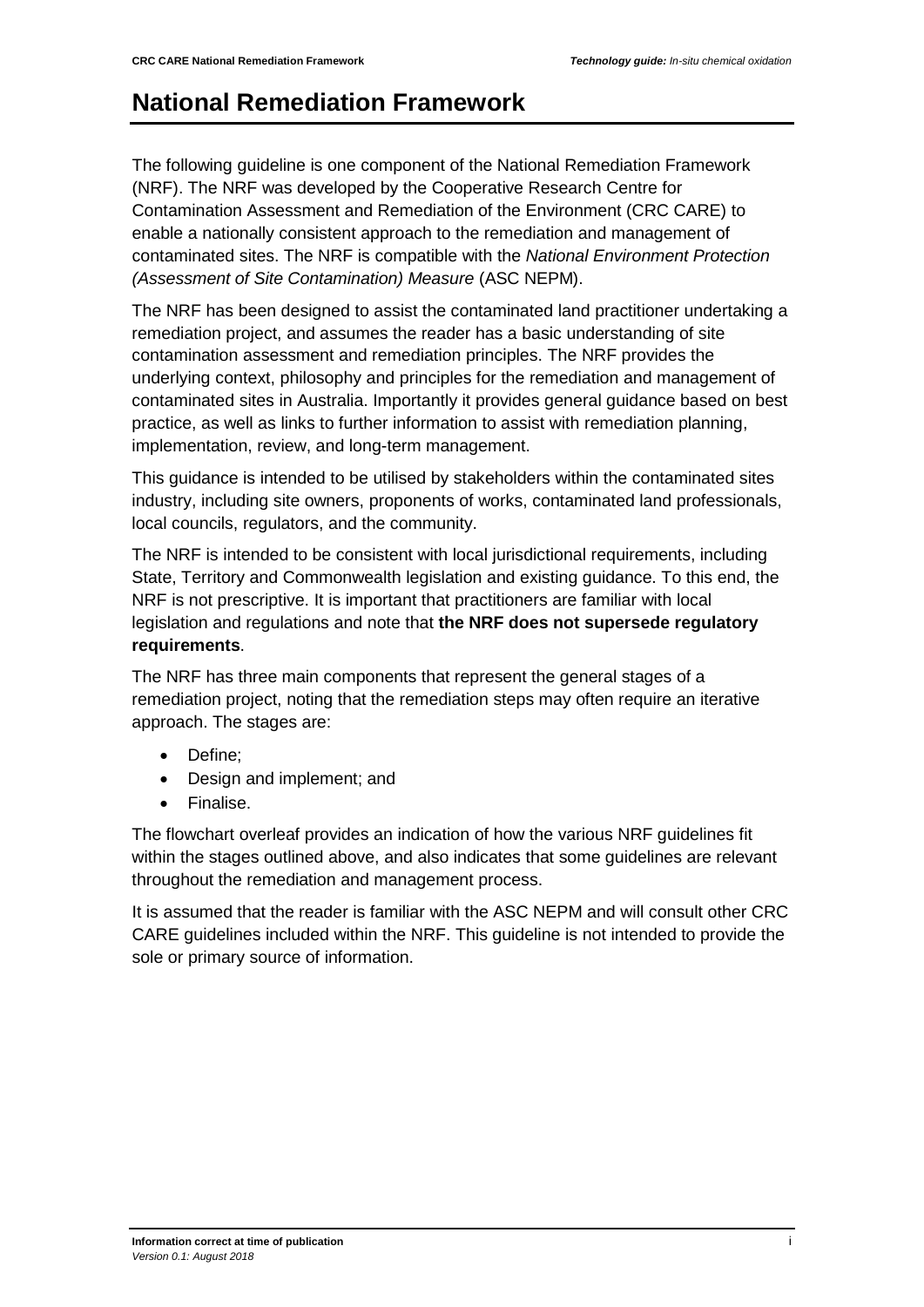# National Remediation Framework

The following guideline is one component of the National Remediation Framework (NRF). The NRF was developed by the Cooperative Research Centre for Contamination Assessment and Remediation of the Environment (CRC CARE) to enable a nationally consistent approach to the remediation and management of contaminated sites. The NRF is compatible with the *National Environment Protection (Assessment of Site Contamination) Measure* (ASC NEPM).

The NRF has been designed to assist the contaminated land practitioner undertaking a remediation project, and assumes the reader has a basic understanding of site contamination assessment and remediation principles. The NRF provides the underlying context, philosophy and principles for the remediation and management of contaminated sites in Australia. Importantly it provides general guidance based on best practice, as well as links to further information to assist with remediation planning, implementation, review, and long-term management.

This guidance is intended to be utilised by stakeholders within the contaminated sites industry, including site owners, proponents of works, contaminated land professionals, local councils, regulators, and the community.

The NRF is intended to be consistent with local jurisdictional requirements, including State, Territory and Commonwealth legislation and existing guidance. To this end, the NRF is not prescriptive. It is important that practitioners are familiar with local legislation and regulations and note that **the NRF does not supersede regulatory requirements**.

The NRF has three main components that represent the general stages of a remediation project, noting that the remediation steps may often require an iterative approach. The stages are:

- Define;
- Design and implement; and
- Finalise.

The flowchart overleaf provides an indication of how the various NRF guidelines fit within the stages outlined above, and also indicates that some guidelines are relevant throughout the remediation and management process.

It is assumed that the reader is familiar with the ASC NEPM and will consult other CRC CARE guidelines included within the NRF. This guideline is not intended to provide the sole or primary source of information.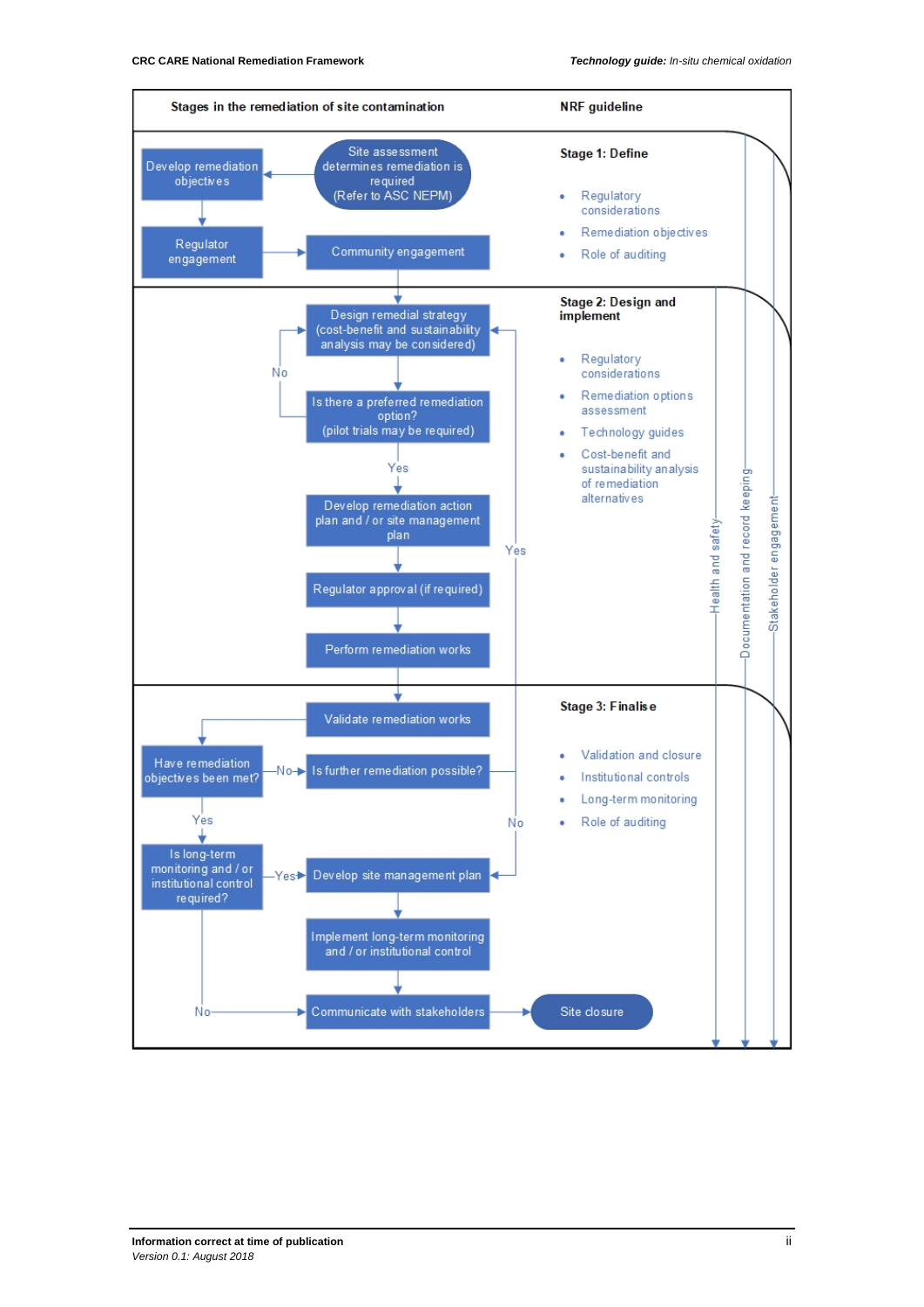| Stages in the remediation of site contamination | NRF guideline |
|---|---|
| Site assessment determines remediation is required (Refer to ASC NEPM) → Develop remediation objectives → Regulator engagement → Community engagement | **Stage 1: Define**<br>• Regulatory considerations<br>• Remediation objectives<br>• Role of auditing |
| Design remedial strategy (cost-benefit and sustainability analysis may be considered) → Is there a preferred remediation option? (pilot trials may be required) — No → back to Design remedial strategy; Yes → Develop remediation action plan / or site management plan → Regulator approval (if required) → Perform remediation works | **Stage 2: Design and implement**<br>• Regulatory considerations<br>• Remediation options assessment<br>• Technology guides<br>• Cost-benefit and sustainability analysis of remediation alternatives |
| Validate remediation works → Have remediation objectives been met? — No → Is further remediation possible? (Yes → Design remedial strategy; No → Develop site management plan); Yes → Is long-term monitoring and / or institutional control required? — Yes → Develop site management plan → Implement long-term monitoring and / or institutional control → Communicate with stakeholders; No → Communicate with stakeholders → Site closure | **Stage 3: Finalise**<br>• Validation and closure<br>• Institutional controls<br>• Long-term monitoring<br>• Role of auditing |

Health and safety

Documentation and record keeping

Stakeholder engagement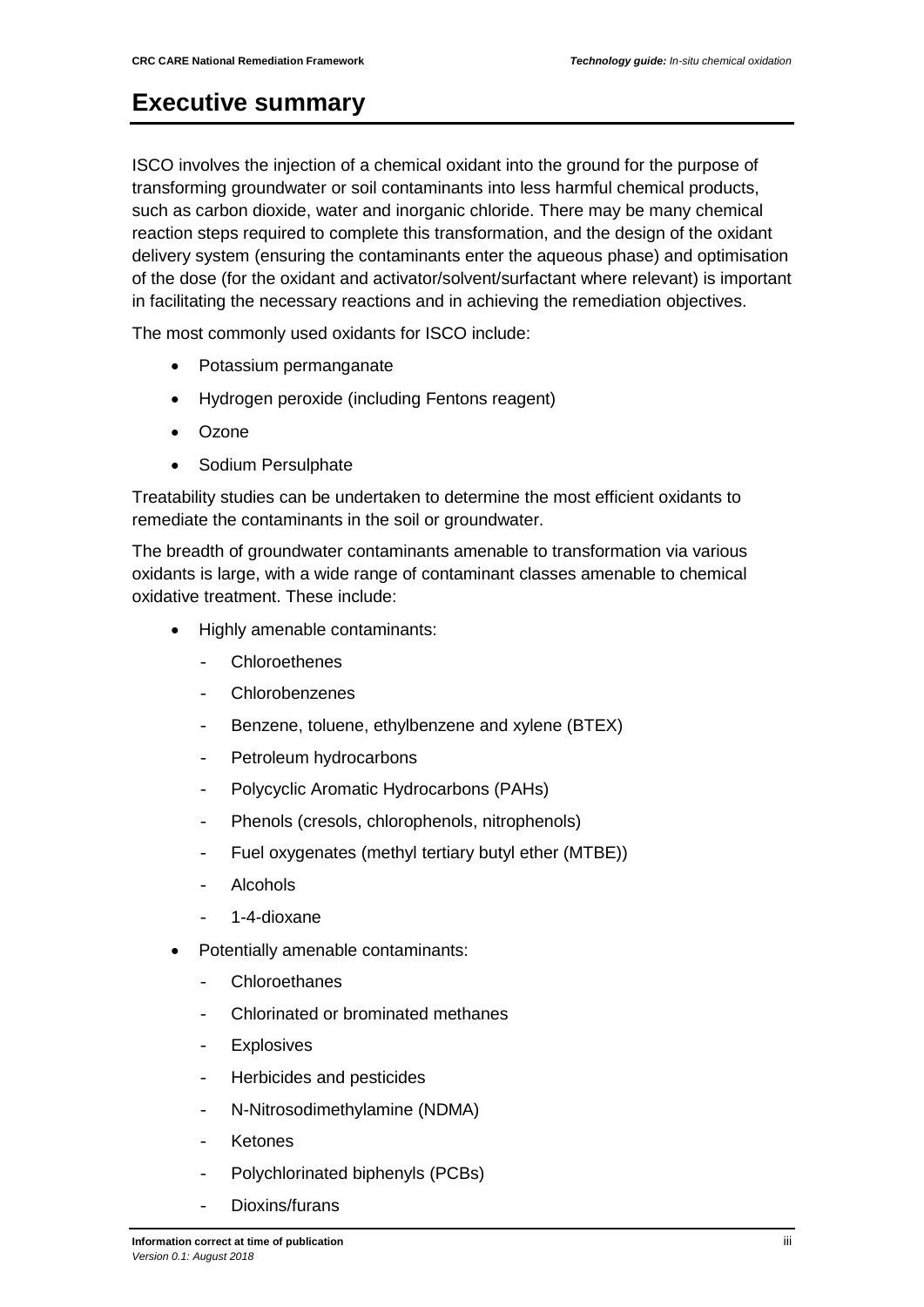# Executive summary

ISCO involves the injection of a chemical oxidant into the ground for the purpose of transforming groundwater or soil contaminants into less harmful chemical products, such as carbon dioxide, water and inorganic chloride. There may be many chemical reaction steps required to complete this transformation, and the design of the oxidant delivery system (ensuring the contaminants enter the aqueous phase) and optimisation of the dose (for the oxidant and activator/solvent/surfactant where relevant) is important in facilitating the necessary reactions and in achieving the remediation objectives.

The most commonly used oxidants for ISCO include:

- Potassium permanganate
- Hydrogen peroxide (including Fentons reagent)
- Ozone
- Sodium Persulphate

Treatability studies can be undertaken to determine the most efficient oxidants to remediate the contaminants in the soil or groundwater.

The breadth of groundwater contaminants amenable to transformation via various oxidants is large, with a wide range of contaminant classes amenable to chemical oxidative treatment. These include:

- Highly amenable contaminants:
  - Chloroethenes
  - Chlorobenzenes
  - Benzene, toluene, ethylbenzene and xylene (BTEX)
  - Petroleum hydrocarbons
  - Polycyclic Aromatic Hydrocarbons (PAHs)
  - Phenols (cresols, chlorophenols, nitrophenols)
  - Fuel oxygenates (methyl tertiary butyl ether (MTBE))
  - Alcohols
  - 1-4-dioxane
- Potentially amenable contaminants:
  - Chloroethanes
  - Chlorinated or brominated methanes
  - Explosives
  - Herbicides and pesticides
  - N-Nitrosodimethylamine (NDMA)
  - Ketones
  - Polychlorinated biphenyls (PCBs)
  - Dioxins/furans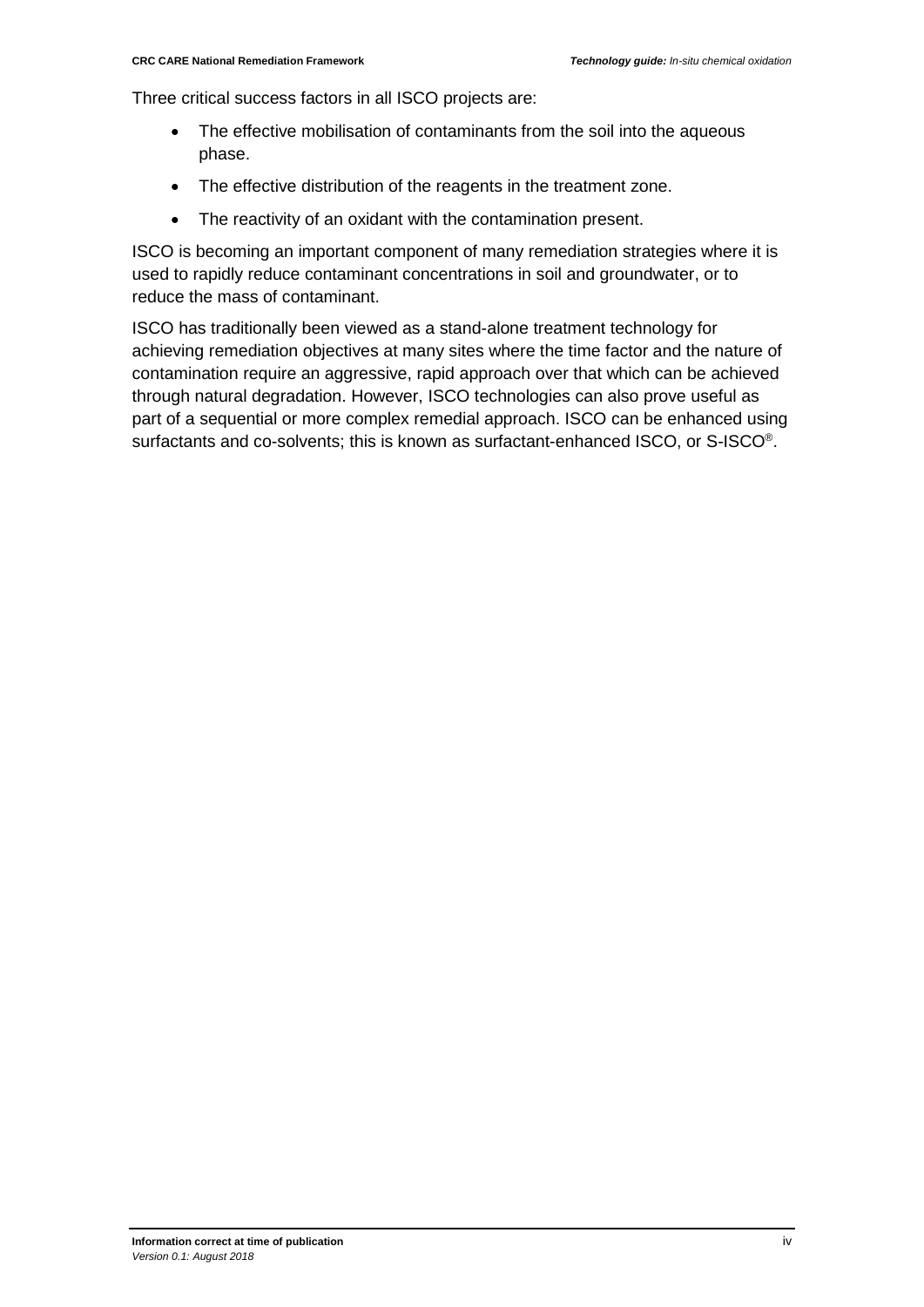Three critical success factors in all ISCO projects are:

- The effective mobilisation of contaminants from the soil into the aqueous phase.
- The effective distribution of the reagents in the treatment zone.
- The reactivity of an oxidant with the contamination present.

ISCO is becoming an important component of many remediation strategies where it is used to rapidly reduce contaminant concentrations in soil and groundwater, or to reduce the mass of contaminant.

ISCO has traditionally been viewed as a stand-alone treatment technology for achieving remediation objectives at many sites where the time factor and the nature of contamination require an aggressive, rapid approach over that which can be achieved through natural degradation. However, ISCO technologies can also prove useful as part of a sequential or more complex remedial approach. ISCO can be enhanced using surfactants and co-solvents; this is known as surfactant-enhanced ISCO, or S-ISCO®.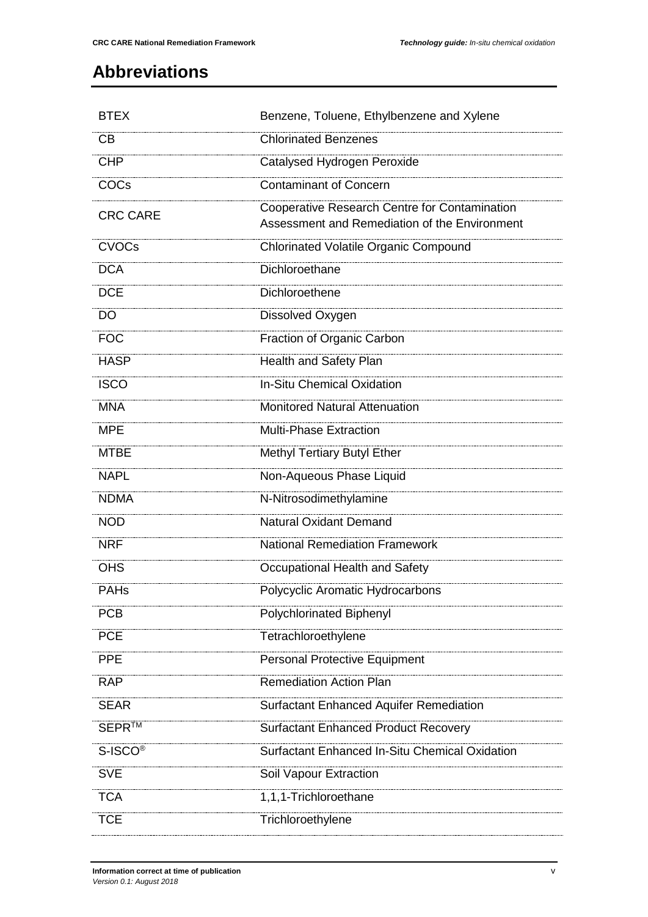# Abbreviations

| | |
|---|---|
| BTEX | Benzene, Toluene, Ethylbenzene and Xylene |
| CB | Chlorinated Benzenes |
| CHP | Catalysed Hydrogen Peroxide |
| COCs | Contaminant of Concern |
| CRC CARE | Cooperative Research Centre for Contamination Assessment and Remediation of the Environment |
| CVOCs | Chlorinated Volatile Organic Compound |
| DCA | Dichloroethane |
| DCE | Dichloroethene |
| DO | Dissolved Oxygen |
| FOC | Fraction of Organic Carbon |
| HASP | Health and Safety Plan |
| ISCO | In-Situ Chemical Oxidation |
| MNA | Monitored Natural Attenuation |
| MPE | Multi-Phase Extraction |
| MTBE | Methyl Tertiary Butyl Ether |
| NAPL | Non-Aqueous Phase Liquid |
| NDMA | N-Nitrosodimethylamine |
| NOD | Natural Oxidant Demand |
| NRF | National Remediation Framework |
| OHS | Occupational Health and Safety |
| PAHs | Polycyclic Aromatic Hydrocarbons |
| PCB | Polychlorinated Biphenyl |
| PCE | Tetrachloroethylene |
| PPE | Personal Protective Equipment |
| RAP | Remediation Action Plan |
| SEAR | Surfactant Enhanced Aquifer Remediation |
| SEPR™ | Surfactant Enhanced Product Recovery |
| S-ISCO® | Surfactant Enhanced In-Situ Chemical Oxidation |
| SVE | Soil Vapour Extraction |
| TCA | 1,1,1-Trichloroethane |
| TCE | Trichloroethylene |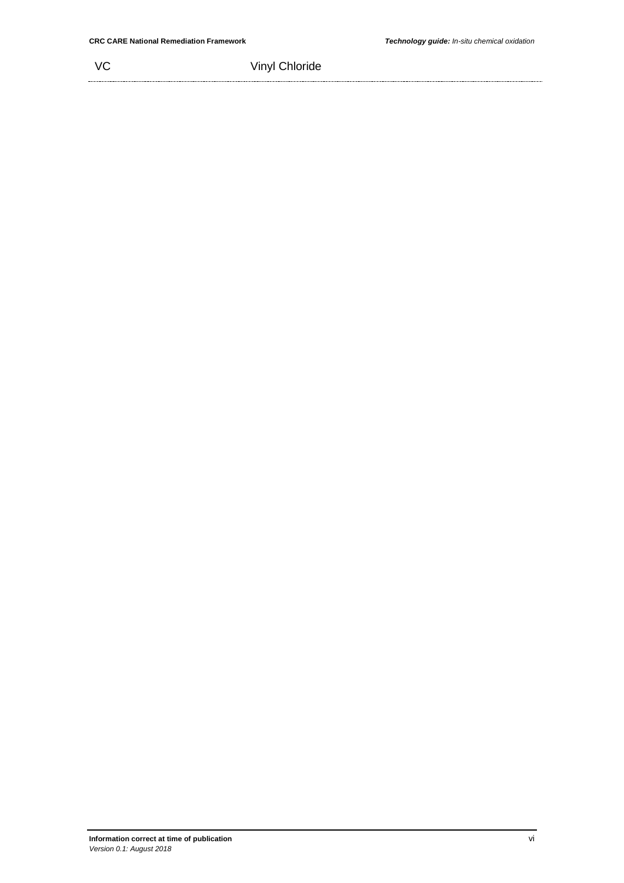| | |
|---|---|
| VC | Vinyl Chloride |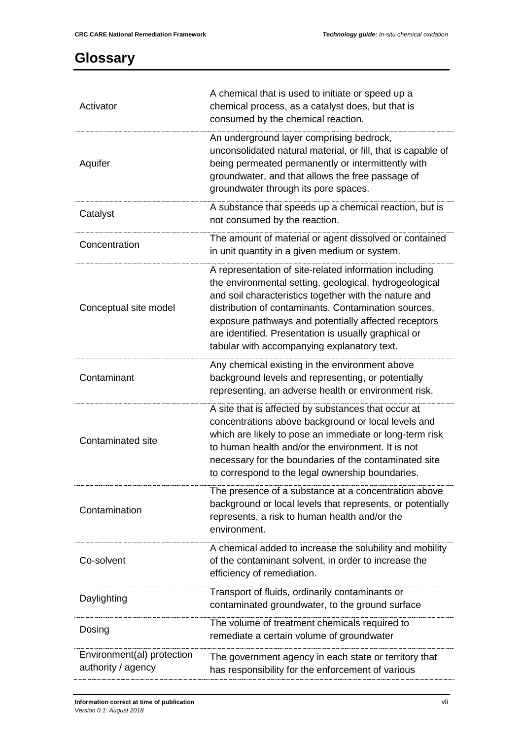# Glossary

| Term | Definition |
|---|---|
| Activator | A chemical that is used to initiate or speed up a chemical process, as a catalyst does, but that is consumed by the chemical reaction. |
| Aquifer | An underground layer comprising bedrock, unconsolidated natural material, or fill, that is capable of being permeated permanently or intermittently with groundwater, and that allows the free passage of groundwater through its pore spaces. |
| Catalyst | A substance that speeds up a chemical reaction, but is not consumed by the reaction. |
| Concentration | The amount of material or agent dissolved or contained in unit quantity in a given medium or system. |
| Conceptual site model | A representation of site-related information including the environmental setting, geological, hydrogeological and soil characteristics together with the nature and distribution of contaminants. Contamination sources, exposure pathways and potentially affected receptors are identified. Presentation is usually graphical or tabular with accompanying explanatory text. |
| Contaminant | Any chemical existing in the environment above background levels and representing, or potentially representing, an adverse health or environment risk. |
| Contaminated site | A site that is affected by substances that occur at concentrations above background or local levels and which are likely to pose an immediate or long-term risk to human health and/or the environment. It is not necessary for the boundaries of the contaminated site to correspond to the legal ownership boundaries. |
| Contamination | The presence of a substance at a concentration above background or local levels that represents, or potentially represents, a risk to human health and/or the environment. |
| Co-solvent | A chemical added to increase the solubility and mobility of the contaminant solvent, in order to increase the efficiency of remediation. |
| Daylighting | Transport of fluids, ordinarily contaminants or contaminated groundwater, to the ground surface |
| Dosing | The volume of treatment chemicals required to remediate a certain volume of groundwater |
| Environment(al) protection authority / agency | The government agency in each state or territory that has responsibility for the enforcement of various |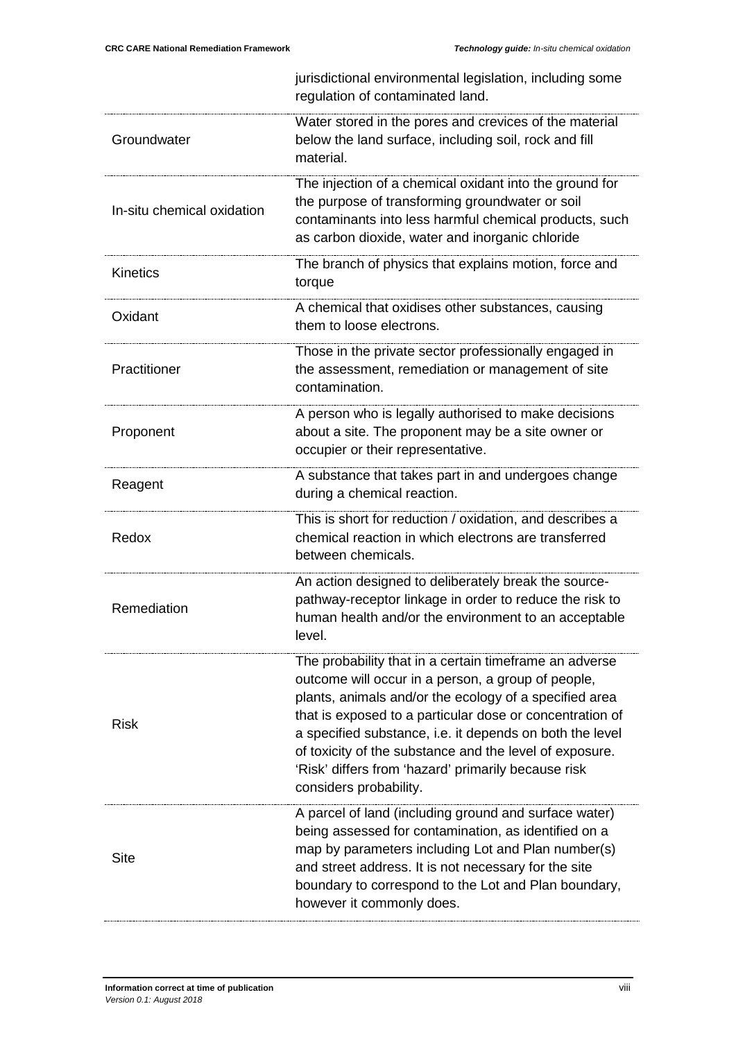| | |
|---|---|
| | jurisdictional environmental legislation, including some regulation of contaminated land. |
| Groundwater | Water stored in the pores and crevices of the material below the land surface, including soil, rock and fill material. |
| In-situ chemical oxidation | The injection of a chemical oxidant into the ground for the purpose of transforming groundwater or soil contaminants into less harmful chemical products, such as carbon dioxide, water and inorganic chloride |
| Kinetics | The branch of physics that explains motion, force and torque |
| Oxidant | A chemical that oxidises other substances, causing them to loose electrons. |
| Practitioner | Those in the private sector professionally engaged in the assessment, remediation or management of site contamination. |
| Proponent | A person who is legally authorised to make decisions about a site. The proponent may be a site owner or occupier or their representative. |
| Reagent | A substance that takes part in and undergoes change during a chemical reaction. |
| Redox | This is short for reduction / oxidation, and describes a chemical reaction in which electrons are transferred between chemicals. |
| Remediation | An action designed to deliberately break the source-pathway-receptor linkage in order to reduce the risk to human health and/or the environment to an acceptable level. |
| Risk | The probability that in a certain timeframe an adverse outcome will occur in a person, a group of people, plants, animals and/or the ecology of a specified area that is exposed to a particular dose or concentration of a specified substance, i.e. it depends on both the level of toxicity of the substance and the level of exposure. 'Risk' differs from 'hazard' primarily because risk considers probability. |
| Site | A parcel of land (including ground and surface water) being assessed for contamination, as identified on a map by parameters including Lot and Plan number(s) and street address. It is not necessary for the site boundary to correspond to the Lot and Plan boundary, however it commonly does. |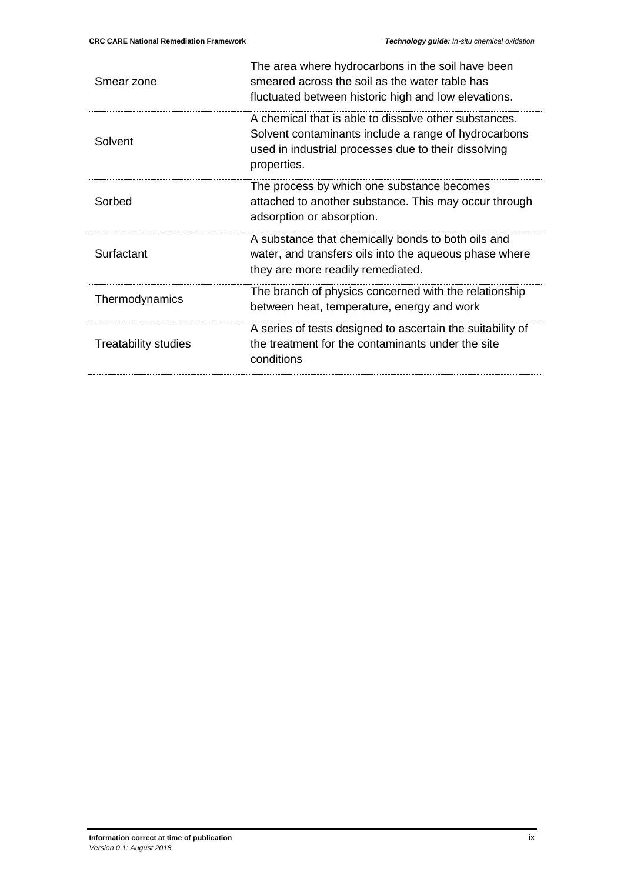| | |
|---|---|
| Smear zone | The area where hydrocarbons in the soil have been smeared across the soil as the water table has fluctuated between historic high and low elevations. |
| Solvent | A chemical that is able to dissolve other substances. Solvent contaminants include a range of hydrocarbons used in industrial processes due to their dissolving properties. |
| Sorbed | The process by which one substance becomes attached to another substance. This may occur through adsorption or absorption. |
| Surfactant | A substance that chemically bonds to both oils and water, and transfers oils into the aqueous phase where they are more readily remediated. |
| Thermodynamics | The branch of physics concerned with the relationship between heat, temperature, energy and work |
| Treatability studies | A series of tests designed to ascertain the suitability of the treatment for the contaminants under the site conditions |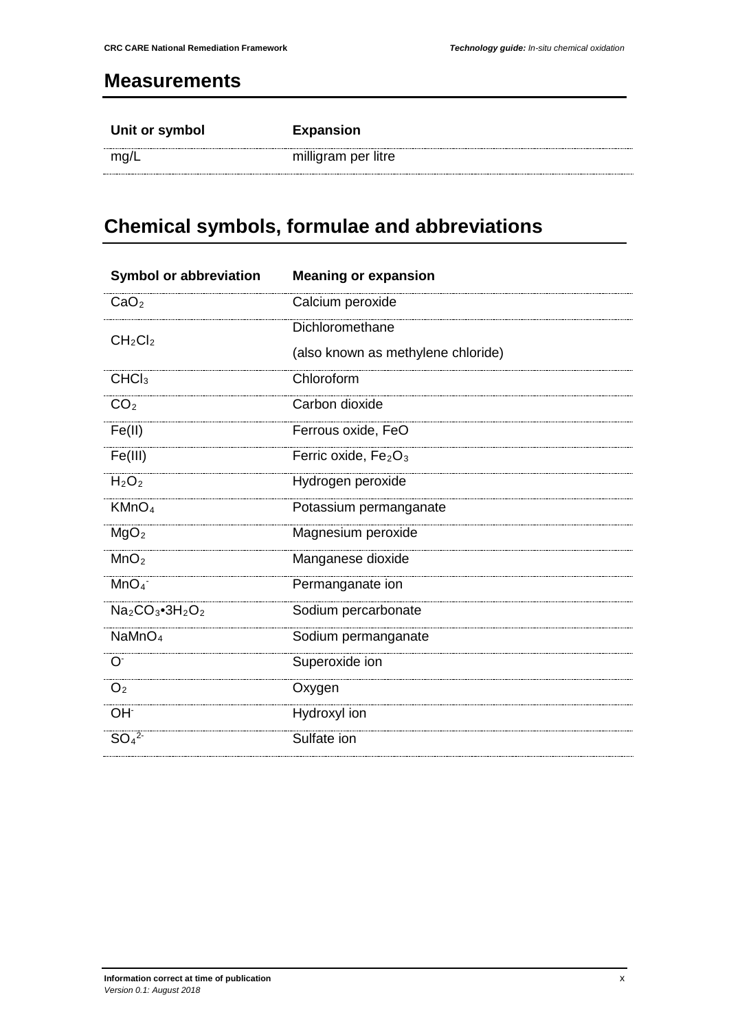## Measurements

| Unit or symbol | Expansion |
|---|---|
| mg/L | milligram per litre |

## Chemical symbols, formulae and abbreviations

| Symbol or abbreviation | Meaning or expansion |
|---|---|
| $CaO_2$ | Calcium peroxide |
| $CH_2Cl_2$ | Dichloromethane (also known as methylene chloride) |
| $CHCl_3$ | Chloroform |
| $CO_2$ | Carbon dioxide |
| Fe(II) | Ferrous oxide, FeO |
| Fe(III) | Ferric oxide, $Fe_2O_3$ |
| $H_2O_2$ | Hydrogen peroxide |
| $KMnO_4$ | Potassium permanganate |
| $MgO_2$ | Magnesium peroxide |
| $MnO_2$ | Manganese dioxide |
| $MnO_4^-$ | Permanganate ion |
| $Na_2CO_3 \bullet 3H_2O_2$ | Sodium percarbonate |
| $NaMnO_4$ | Sodium permanganate |
| $O^-$ | Superoxide ion |
| $O_2$ | Oxygen |
| $OH^-$ | Hydroxyl ion |
| $SO_4^{2-}$ | Sulfate ion |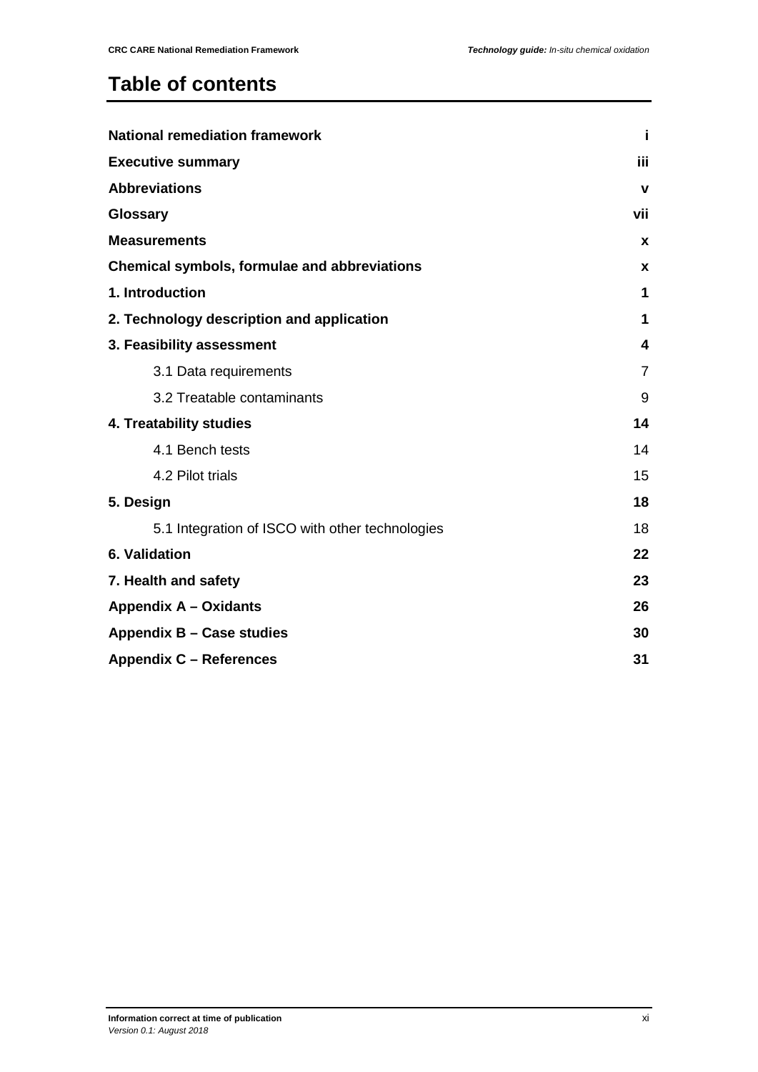# Table of contents

| | |
|---|---|
| **National remediation framework** | **i** |
| **Executive summary** | **iii** |
| **Abbreviations** | **v** |
| **Glossary** | **vii** |
| **Measurements** | **x** |
| **Chemical symbols, formulae and abbreviations** | **x** |
| **1. Introduction** | **1** |
| **2. Technology description and application** | **1** |
| **3. Feasibility assessment** | **4** |
| 3.1 Data requirements | 7 |
| 3.2 Treatable contaminants | 9 |
| **4. Treatability studies** | **14** |
| 4.1 Bench tests | 14 |
| 4.2 Pilot trials | 15 |
| **5. Design** | **18** |
| 5.1 Integration of ISCO with other technologies | 18 |
| **6. Validation** | **22** |
| **7. Health and safety** | **23** |
| **Appendix A – Oxidants** | **26** |
| **Appendix B – Case studies** | **30** |
| **Appendix C – References** | **31** |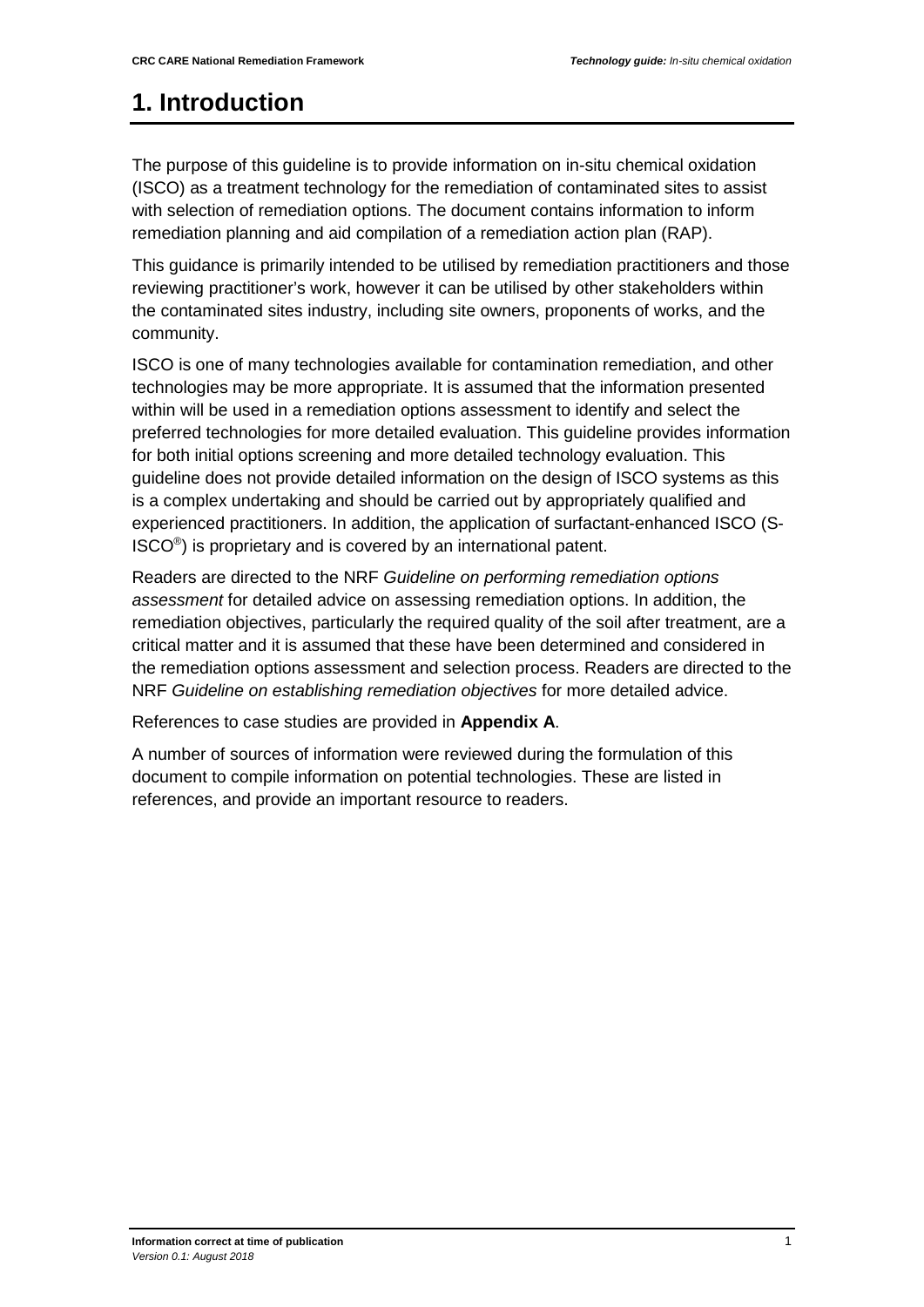# 1. Introduction

The purpose of this guideline is to provide information on in-situ chemical oxidation (ISCO) as a treatment technology for the remediation of contaminated sites to assist with selection of remediation options. The document contains information to inform remediation planning and aid compilation of a remediation action plan (RAP).

This guidance is primarily intended to be utilised by remediation practitioners and those reviewing practitioner's work, however it can be utilised by other stakeholders within the contaminated sites industry, including site owners, proponents of works, and the community.

ISCO is one of many technologies available for contamination remediation, and other technologies may be more appropriate. It is assumed that the information presented within will be used in a remediation options assessment to identify and select the preferred technologies for more detailed evaluation. This guideline provides information for both initial options screening and more detailed technology evaluation. This guideline does not provide detailed information on the design of ISCO systems as this is a complex undertaking and should be carried out by appropriately qualified and experienced practitioners. In addition, the application of surfactant-enhanced ISCO (S-ISCO®) is proprietary and is covered by an international patent.

Readers are directed to the NRF *Guideline on performing remediation options assessment* for detailed advice on assessing remediation options. In addition, the remediation objectives, particularly the required quality of the soil after treatment, are a critical matter and it is assumed that these have been determined and considered in the remediation options assessment and selection process. Readers are directed to the NRF *Guideline on establishing remediation objectives* for more detailed advice.

References to case studies are provided in **Appendix A**.

A number of sources of information were reviewed during the formulation of this document to compile information on potential technologies. These are listed in references, and provide an important resource to readers.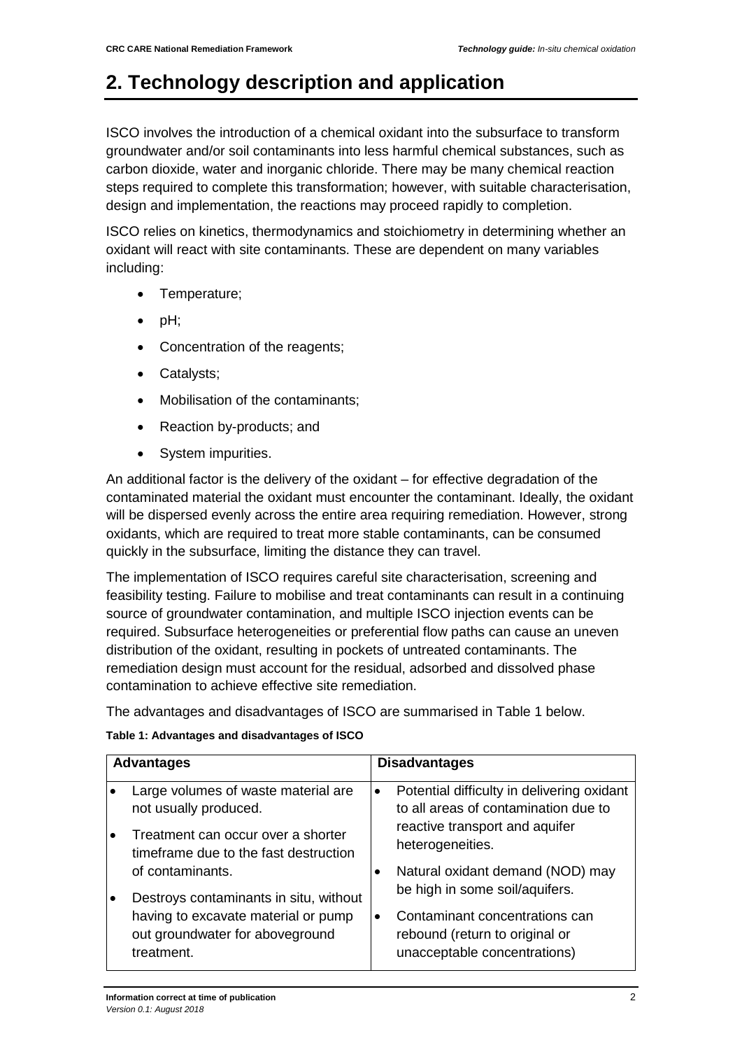# 2. Technology description and application

ISCO involves the introduction of a chemical oxidant into the subsurface to transform groundwater and/or soil contaminants into less harmful chemical substances, such as carbon dioxide, water and inorganic chloride. There may be many chemical reaction steps required to complete this transformation; however, with suitable characterisation, design and implementation, the reactions may proceed rapidly to completion.

ISCO relies on kinetics, thermodynamics and stoichiometry in determining whether an oxidant will react with site contaminants. These are dependent on many variables including:

- Temperature;
- pH;
- Concentration of the reagents;
- Catalysts;
- Mobilisation of the contaminants;
- Reaction by-products; and
- System impurities.

An additional factor is the delivery of the oxidant – for effective degradation of the contaminated material the oxidant must encounter the contaminant. Ideally, the oxidant will be dispersed evenly across the entire area requiring remediation. However, strong oxidants, which are required to treat more stable contaminants, can be consumed quickly in the subsurface, limiting the distance they can travel.

The implementation of ISCO requires careful site characterisation, screening and feasibility testing. Failure to mobilise and treat contaminants can result in a continuing source of groundwater contamination, and multiple ISCO injection events can be required. Subsurface heterogeneities or preferential flow paths can cause an uneven distribution of the oxidant, resulting in pockets of untreated contaminants. The remediation design must account for the residual, adsorbed and dissolved phase contamination to achieve effective site remediation.

The advantages and disadvantages of ISCO are summarised in Table 1 below.

**Table 1: Advantages and disadvantages of ISCO**

| Advantages | Disadvantages |
|---|---|
| • Large volumes of waste material are not usually produced.<br>• Treatment can occur over a shorter timeframe due to the fast destruction of contaminants.<br>• Destroys contaminants in situ, without having to excavate material or pump out groundwater for aboveground treatment. | • Potential difficulty in delivering oxidant to all areas of contamination due to reactive transport and aquifer heterogeneities.<br>• Natural oxidant demand (NOD) may be high in some soil/aquifers.<br>• Contaminant concentrations can rebound (return to original or unacceptable concentrations) |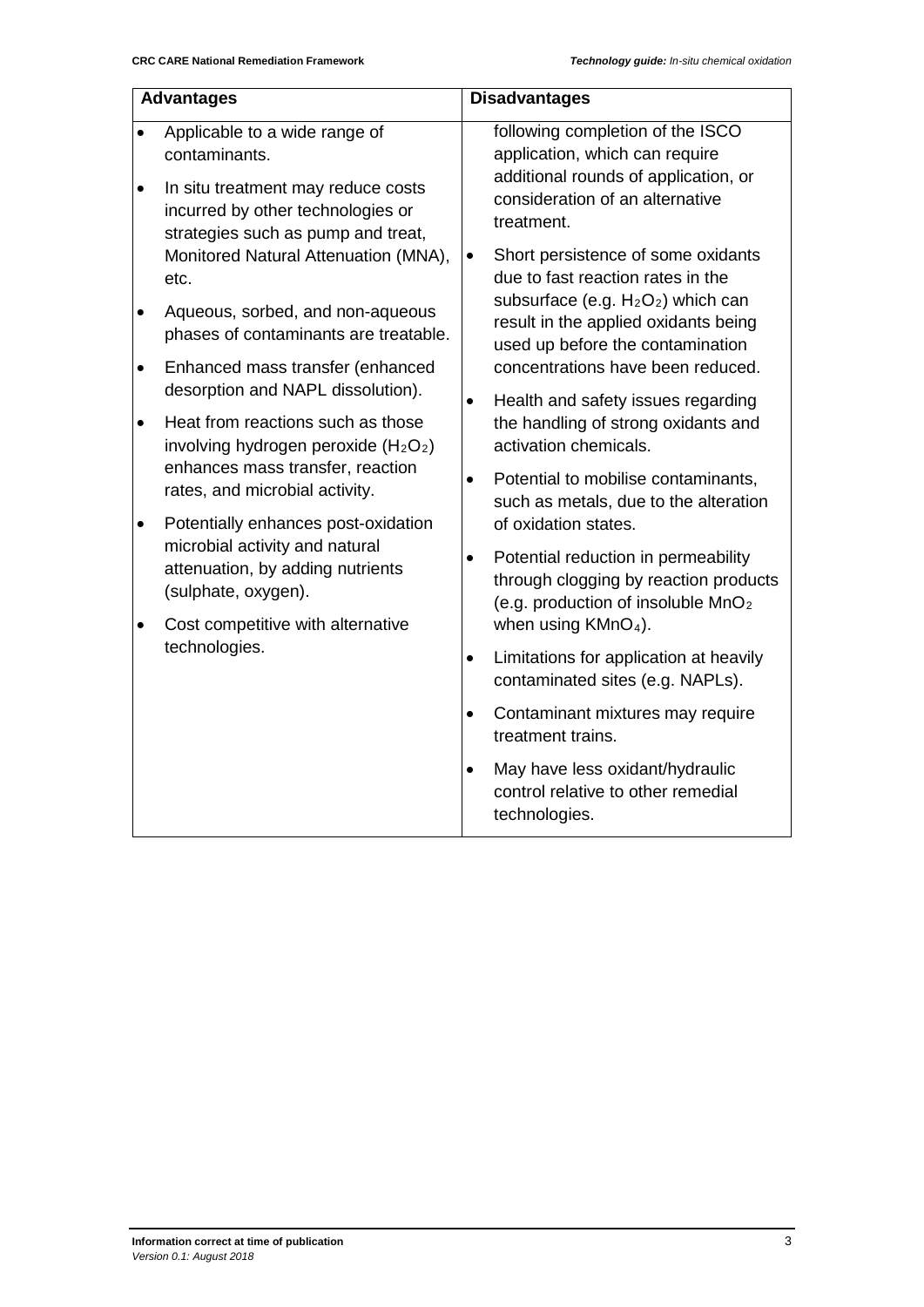| Advantages | Disadvantages |
|---|---|
| • Applicable to a wide range of contaminants.<br>• In situ treatment may reduce costs incurred by other technologies or strategies such as pump and treat, Monitored Natural Attenuation (MNA), etc.<br>• Aqueous, sorbed, and non-aqueous phases of contaminants are treatable.<br>• Enhanced mass transfer (enhanced desorption and NAPL dissolution).<br>• Heat from reactions such as those involving hydrogen peroxide ($H_2O_2$) enhances mass transfer, reaction rates, and microbial activity.<br>• Potentially enhances post-oxidation microbial activity and natural attenuation, by adding nutrients (sulphate, oxygen).<br>• Cost competitive with alternative technologies. | following completion of the ISCO application, which can require additional rounds of application, or consideration of an alternative treatment.<br>• Short persistence of some oxidants due to fast reaction rates in the subsurface (e.g. $H_2O_2$) which can result in the applied oxidants being used up before the contamination concentrations have been reduced.<br>• Health and safety issues regarding the handling of strong oxidants and activation chemicals.<br>• Potential to mobilise contaminants, such as metals, due to the alteration of oxidation states.<br>• Potential reduction in permeability through clogging by reaction products (e.g. production of insoluble $MnO_2$ when using $KMnO_4$).<br>• Limitations for application at heavily contaminated sites (e.g. NAPLs).<br>• Contaminant mixtures may require treatment trains.<br>• May have less oxidant/hydraulic control relative to other remedial technologies. |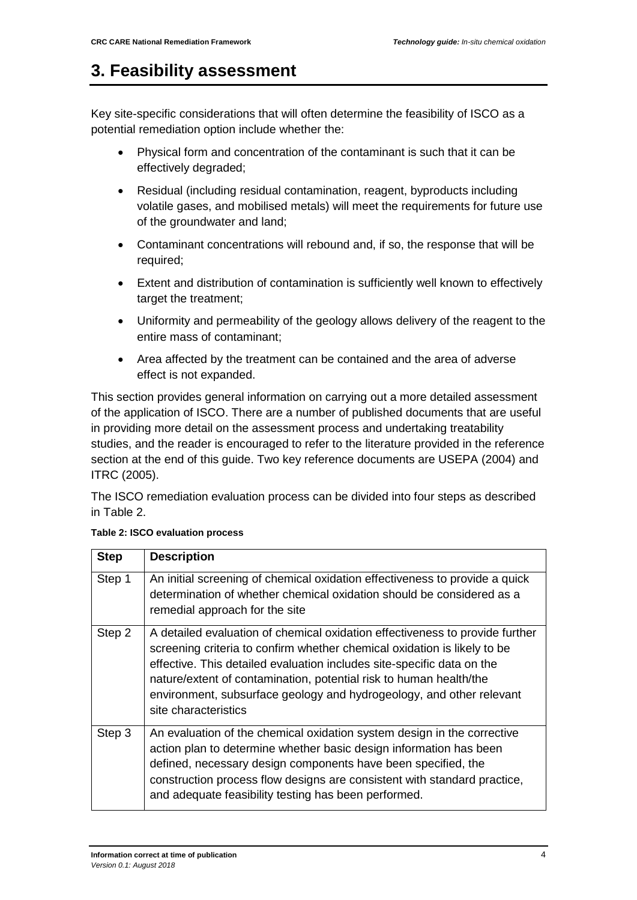# 3. Feasibility assessment

Key site-specific considerations that will often determine the feasibility of ISCO as a potential remediation option include whether the:

- Physical form and concentration of the contaminant is such that it can be effectively degraded;
- Residual (including residual contamination, reagent, byproducts including volatile gases, and mobilised metals) will meet the requirements for future use of the groundwater and land;
- Contaminant concentrations will rebound and, if so, the response that will be required;
- Extent and distribution of contamination is sufficiently well known to effectively target the treatment;
- Uniformity and permeability of the geology allows delivery of the reagent to the entire mass of contaminant;
- Area affected by the treatment can be contained and the area of adverse effect is not expanded.

This section provides general information on carrying out a more detailed assessment of the application of ISCO. There are a number of published documents that are useful in providing more detail on the assessment process and undertaking treatability studies, and the reader is encouraged to refer to the literature provided in the reference section at the end of this guide. Two key reference documents are USEPA (2004) and ITRC (2005).

The ISCO remediation evaluation process can be divided into four steps as described in Table 2.

**Table 2: ISCO evaluation process**

| Step | Description |
| --- | --- |
| Step 1 | An initial screening of chemical oxidation effectiveness to provide a quick determination of whether chemical oxidation should be considered as a remedial approach for the site |
| Step 2 | A detailed evaluation of chemical oxidation effectiveness to provide further screening criteria to confirm whether chemical oxidation is likely to be effective. This detailed evaluation includes site-specific data on the nature/extent of contamination, potential risk to human health/the environment, subsurface geology and hydrogeology, and other relevant site characteristics |
| Step 3 | An evaluation of the chemical oxidation system design in the corrective action plan to determine whether basic design information has been defined, necessary design components have been specified, the construction process flow designs are consistent with standard practice, and adequate feasibility testing has been performed. |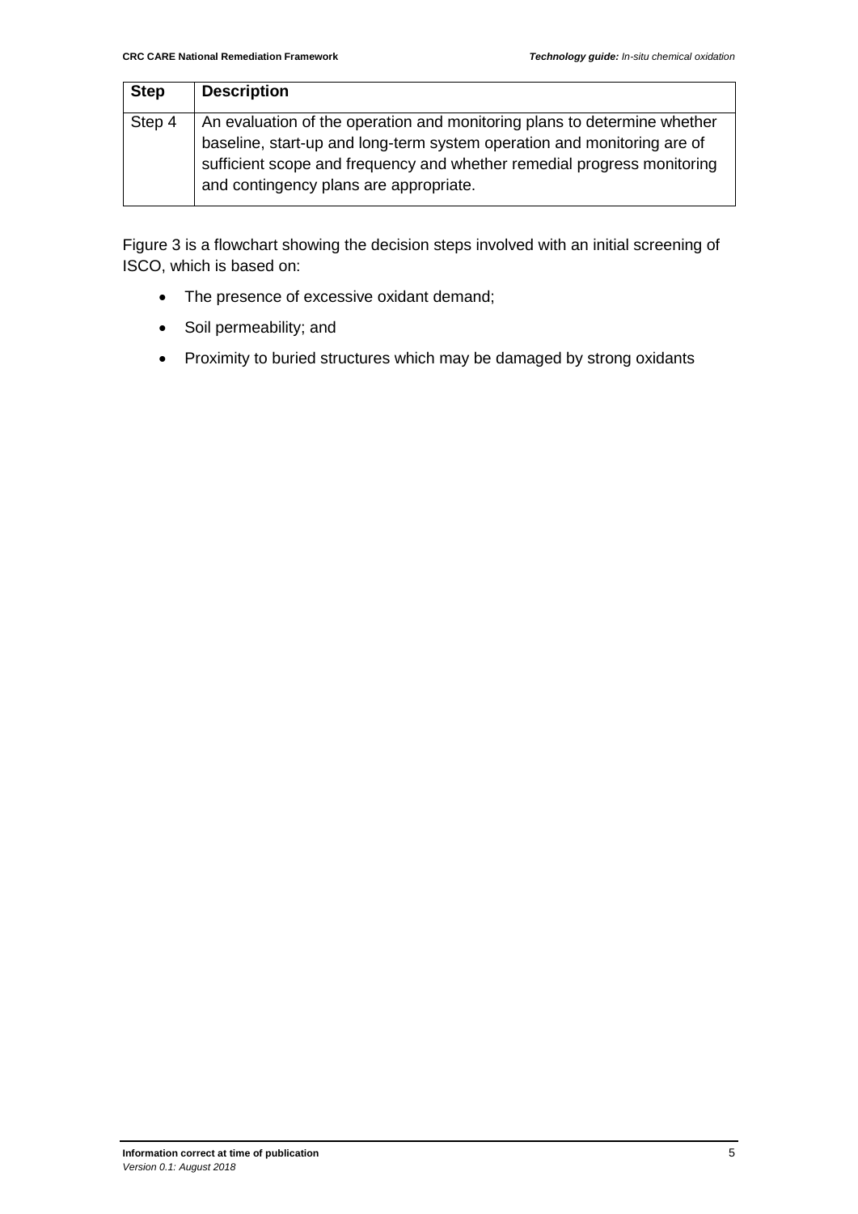| Step | Description |
| --- | --- |
| Step 4 | An evaluation of the operation and monitoring plans to determine whether baseline, start-up and long-term system operation and monitoring are of sufficient scope and frequency and whether remedial progress monitoring and contingency plans are appropriate. |

Figure 3 is a flowchart showing the decision steps involved with an initial screening of ISCO, which is based on:

- The presence of excessive oxidant demand;
- Soil permeability; and
- Proximity to buried structures which may be damaged by strong oxidants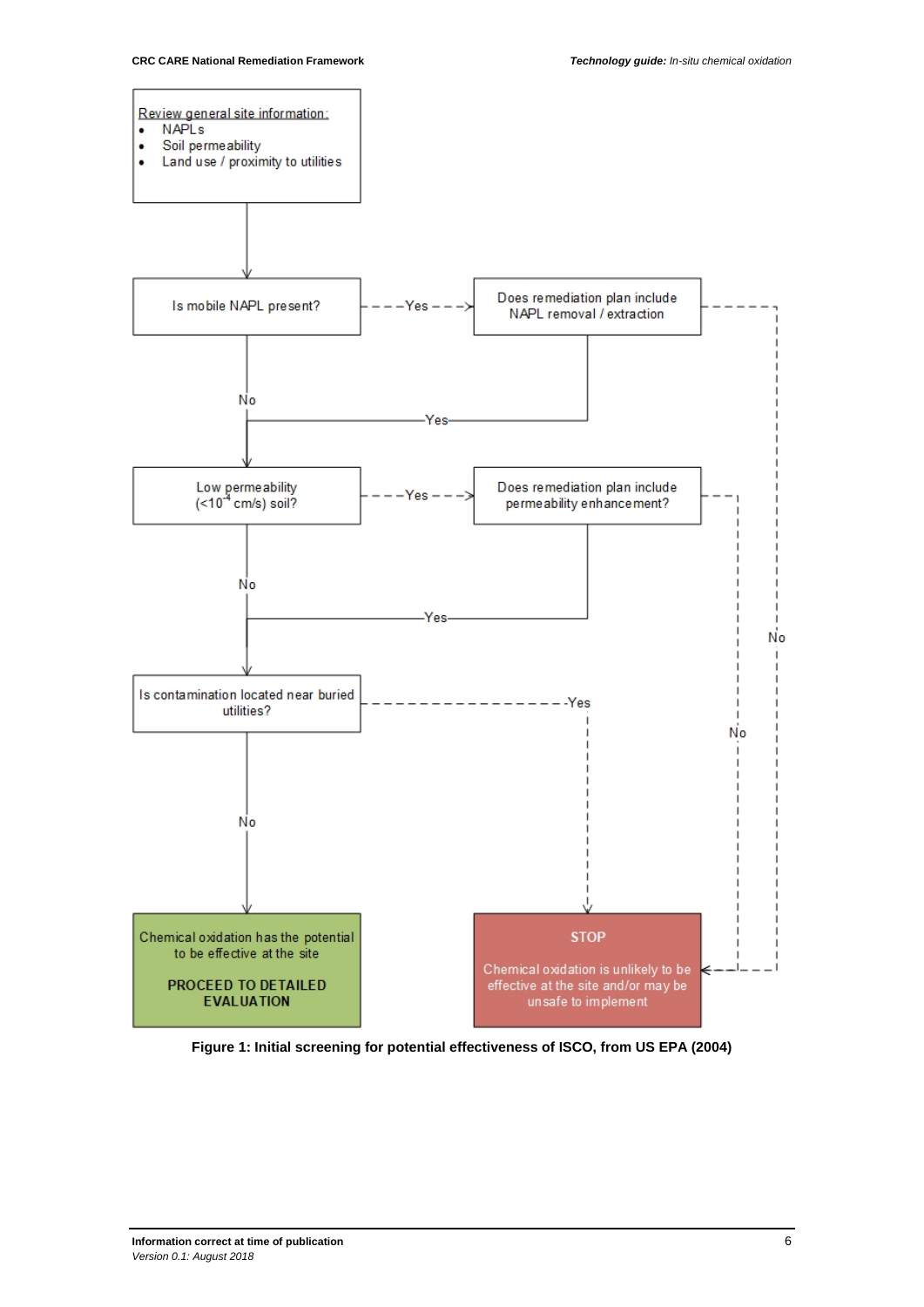Review general site information:

- NAPLs
- Soil permeability
- Land use / proximity to utilities

Is mobile NAPL present?

Yes

Does remediation plan include NAPL removal / extraction

No

Yes

Low permeability ($<10^{-4}$ cm/s) soil?

Yes

Does remediation plan include permeability enhancement?

No

Yes

No

Is contamination located near buried utilities?

Yes

No

No

Chemical oxidation has the potential to be effective at the site

**PROCEED TO DETAILED EVALUATION**

**STOP**

Chemical oxidation is unlikely to be effective at the site and/or may be unsafe to implement

**Figure 1: Initial screening for potential effectiveness of ISCO, from US EPA (2004)**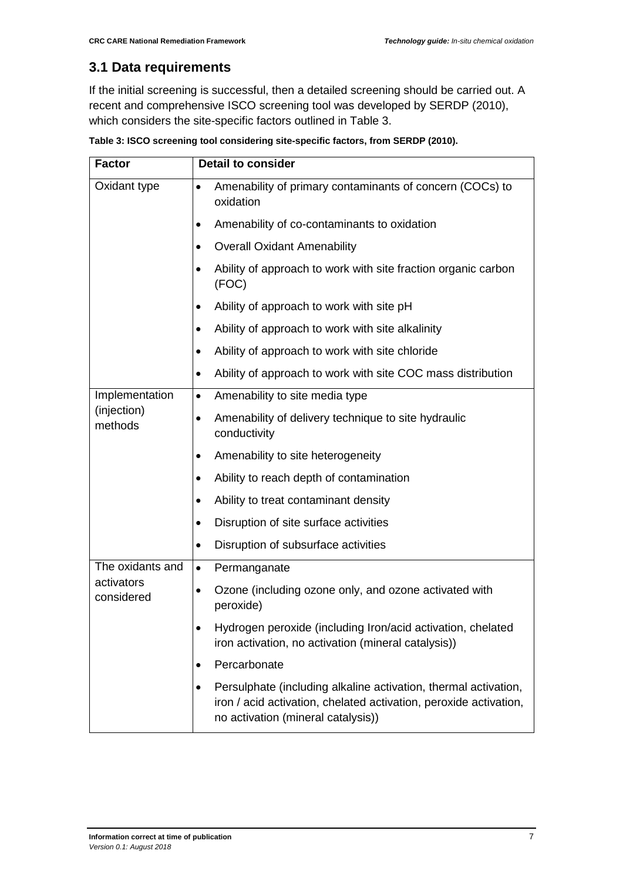## 3.1 Data requirements

If the initial screening is successful, then a detailed screening should be carried out. A recent and comprehensive ISCO screening tool was developed by SERDP (2010), which considers the site-specific factors outlined in Table 3.

**Table 3: ISCO screening tool considering site-specific factors, from SERDP (2010).**

| Factor | Detail to consider |
| --- | --- |
| Oxidant type | • Amenability of primary contaminants of concern (COCs) to oxidation<br>• Amenability of co-contaminants to oxidation<br>• Overall Oxidant Amenability<br>• Ability of approach to work with site fraction organic carbon (FOC)<br>• Ability of approach to work with site pH<br>• Ability of approach to work with site alkalinity<br>• Ability of approach to work with site chloride<br>• Ability of approach to work with site COC mass distribution |
| Implementation (injection) methods | • Amenability to site media type<br>• Amenability of delivery technique to site hydraulic conductivity<br>• Amenability to site heterogeneity<br>• Ability to reach depth of contamination<br>• Ability to treat contaminant density<br>• Disruption of site surface activities<br>• Disruption of subsurface activities |
| The oxidants and activators considered | • Permanganate<br>• Ozone (including ozone only, and ozone activated with peroxide)<br>• Hydrogen peroxide (including Iron/acid activation, chelated iron activation, no activation (mineral catalysis))<br>• Percarbonate<br>• Persulphate (including alkaline activation, thermal activation, iron / acid activation, chelated activation, peroxide activation, no activation (mineral catalysis)) |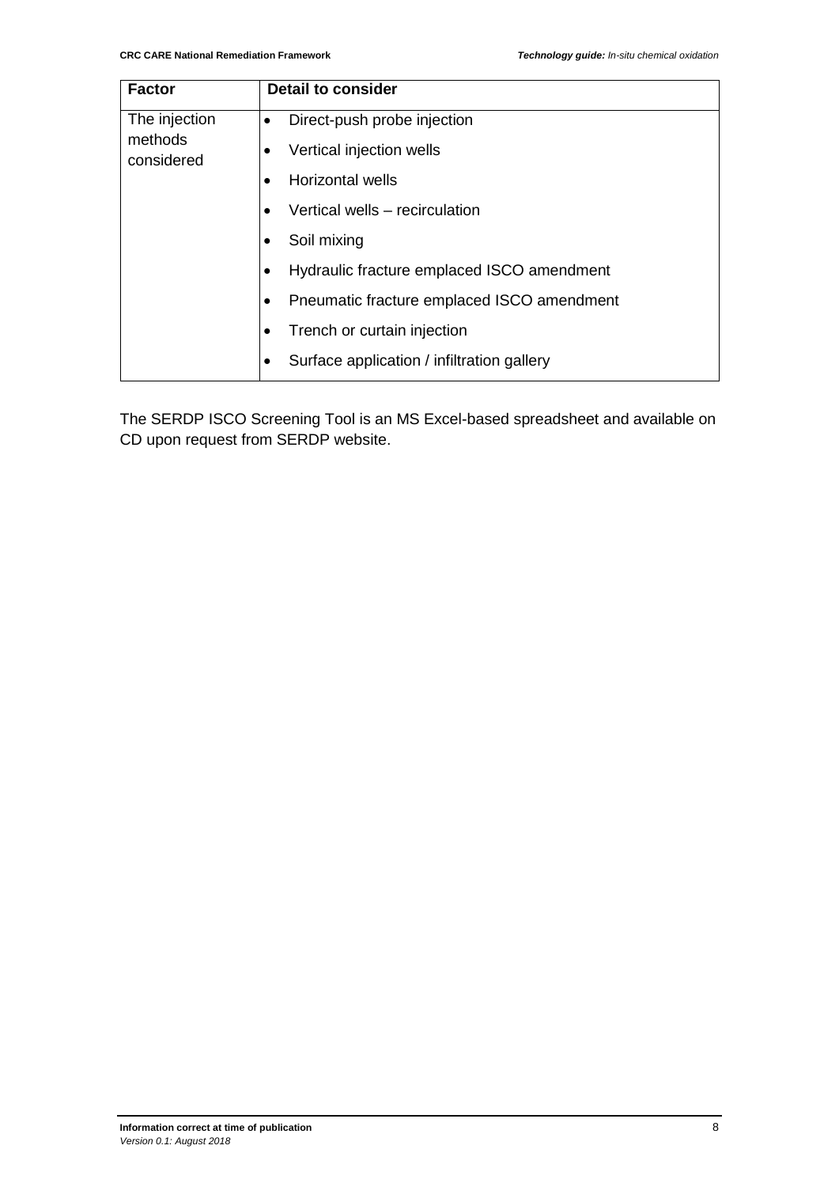| Factor | Detail to consider |
| --- | --- |
| The injection methods considered | • Direct-push probe injection<br>• Vertical injection wells<br>• Horizontal wells<br>• Vertical wells – recirculation<br>• Soil mixing<br>• Hydraulic fracture emplaced ISCO amendment<br>• Pneumatic fracture emplaced ISCO amendment<br>• Trench or curtain injection<br>• Surface application / infiltration gallery |

The SERDP ISCO Screening Tool is an MS Excel-based spreadsheet and available on CD upon request from SERDP website.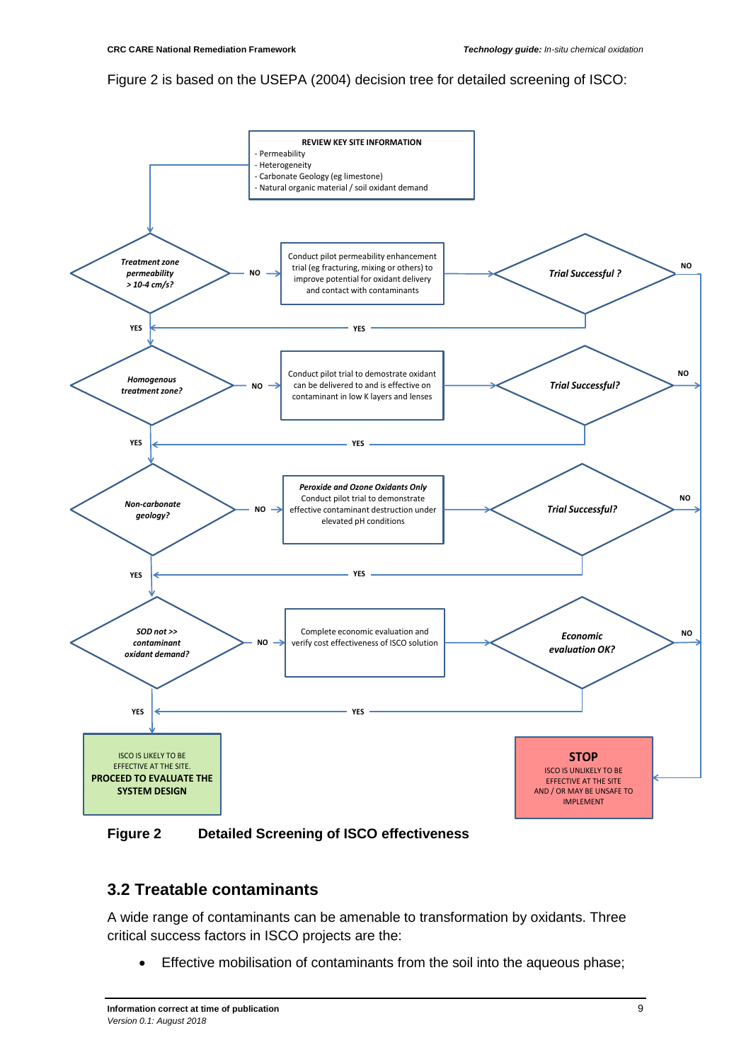Figure 2 is based on the USEPA (2004) decision tree for detailed screening of ISCO:

**REVIEW KEY SITE INFORMATION**
- Permeability
- Heterogeneity
- Carbonate Geology (eg limestone)
- Natural organic material / soil oxidant demand

*Treatment zone permeability > 10-4 cm/s?*
- NO → Conduct pilot permeability enhancement trial (eg fracturing, mixing or others) to improve potential for oxidant delivery and contact with contaminants → *Trial Successful ?* (YES → continue; NO → STOP)
- YES ↓

*Homogenous treatment zone?*
- NO → Conduct pilot trial to demostrate oxidant can be delivered to and is effective on contaminant in low K layers and lenses → *Trial Successful?* (YES → continue; NO → STOP)
- YES ↓

*Non-carbonate geology?*
- NO → ***Peroxide and Ozone Oxidants Only*** Conduct pilot trial to demonstrate effective contaminant destruction under elevated pH conditions → *Trial Successful?* (YES → continue; NO → STOP)
- YES ↓

*SOD not >> contaminant oxidant demand?*
- NO → Complete economic evaluation and verify cost effectiveness of ISCO solution → *Economic evaluation OK?* (YES → continue; NO → STOP)
- YES ↓

ISCO IS LIKELY TO BE EFFECTIVE AT THE SITE. **PROCEED TO EVALUATE THE SYSTEM DESIGN**

**STOP** ISCO IS UNLIKELY TO BE EFFECTIVE AT THE SITE AND / OR MAY BE UNSAFE TO IMPLEMENT

**Figure 2 Detailed Screening of ISCO effectiveness**

## 3.2 Treatable contaminants

A wide range of contaminants can be amenable to transformation by oxidants. Three critical success factors in ISCO projects are the:

- Effective mobilisation of contaminants from the soil into the aqueous phase;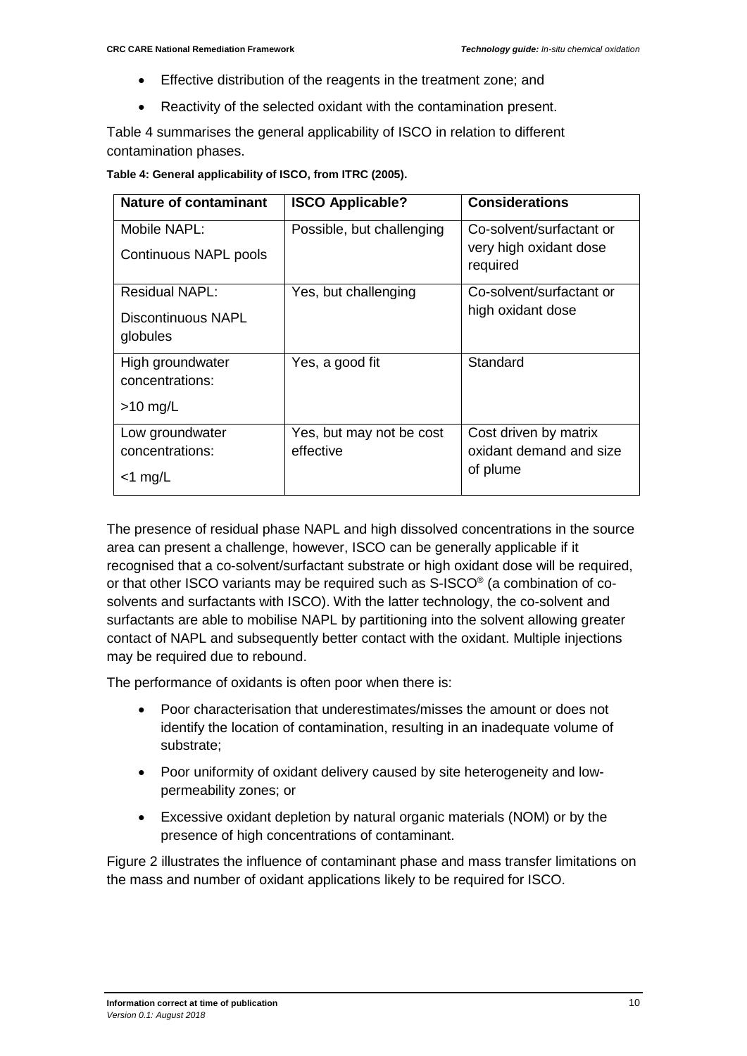- Effective distribution of the reagents in the treatment zone; and
- Reactivity of the selected oxidant with the contamination present.

Table 4 summarises the general applicability of ISCO in relation to different contamination phases.

**Table 4: General applicability of ISCO, from ITRC (2005).**

| Nature of contaminant | ISCO Applicable? | Considerations |
|---|---|---|
| Mobile NAPL: Continuous NAPL pools | Possible, but challenging | Co-solvent/surfactant or very high oxidant dose required |
| Residual NAPL: Discontinuous NAPL globules | Yes, but challenging | Co-solvent/surfactant or high oxidant dose |
| High groundwater concentrations: >10 mg/L | Yes, a good fit | Standard |
| Low groundwater concentrations: <1 mg/L | Yes, but may not be cost effective | Cost driven by matrix oxidant demand and size of plume |

The presence of residual phase NAPL and high dissolved concentrations in the source area can present a challenge, however, ISCO can be generally applicable if it recognised that a co-solvent/surfactant substrate or high oxidant dose will be required, or that other ISCO variants may be required such as S-ISCO® (a combination of co-solvents and surfactants with ISCO). With the latter technology, the co-solvent and surfactants are able to mobilise NAPL by partitioning into the solvent allowing greater contact of NAPL and subsequently better contact with the oxidant. Multiple injections may be required due to rebound.

The performance of oxidants is often poor when there is:

- Poor characterisation that underestimates/misses the amount or does not identify the location of contamination, resulting in an inadequate volume of substrate;
- Poor uniformity of oxidant delivery caused by site heterogeneity and low-permeability zones; or
- Excessive oxidant depletion by natural organic materials (NOM) or by the presence of high concentrations of contaminant.

Figure 2 illustrates the influence of contaminant phase and mass transfer limitations on the mass and number of oxidant applications likely to be required for ISCO.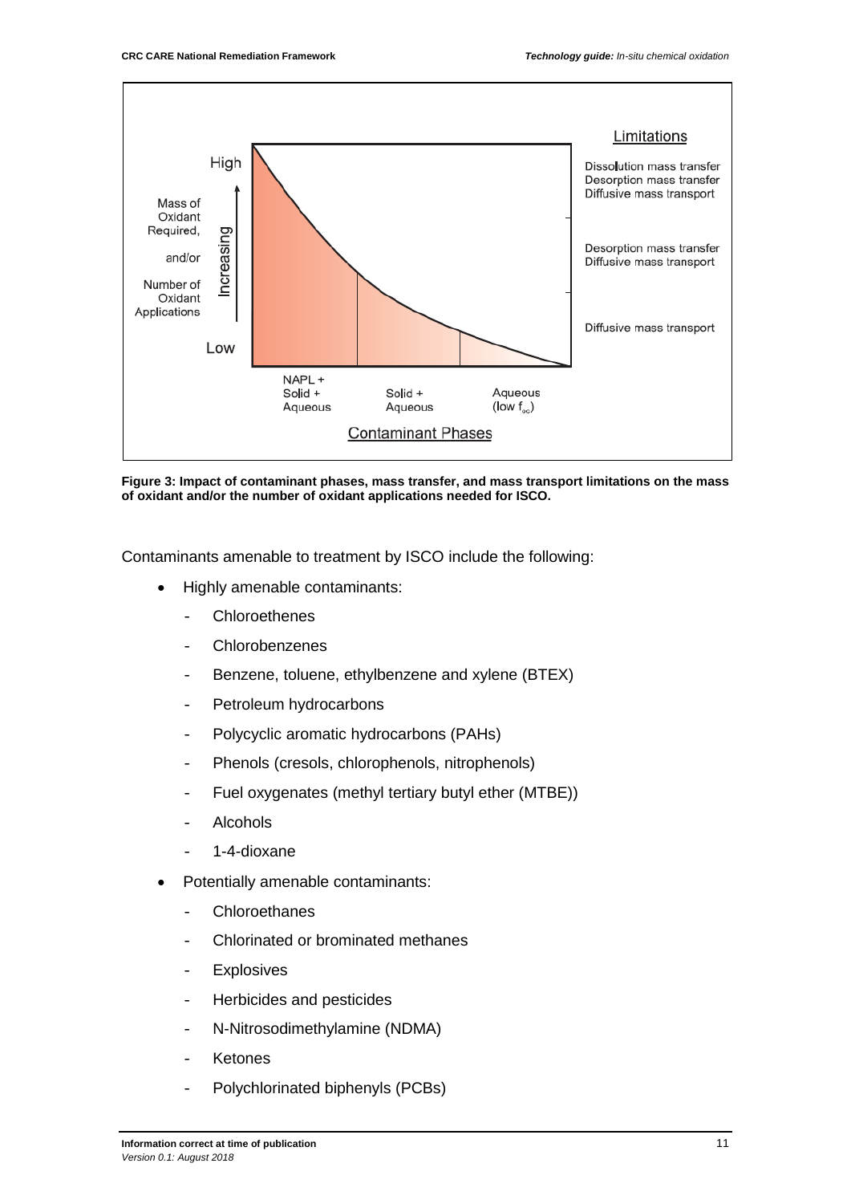**Figure 3: Impact of contaminant phases, mass transfer, and mass transport limitations on the mass of oxidant and/or the number of oxidant applications needed for ISCO.**

Contaminants amenable to treatment by ISCO include the following:

- Highly amenable contaminants:
  - Chloroethenes
  - Chlorobenzenes
  - Benzene, toluene, ethylbenzene and xylene (BTEX)
  - Petroleum hydrocarbons
  - Polycyclic aromatic hydrocarbons (PAHs)
  - Phenols (cresols, chlorophenols, nitrophenols)
  - Fuel oxygenates (methyl tertiary butyl ether (MTBE))
  - Alcohols
  - 1-4-dioxane
- Potentially amenable contaminants:
  - Chloroethanes
  - Chlorinated or brominated methanes
  - Explosives
  - Herbicides and pesticides
  - N-Nitrosodimethylamine (NDMA)
  - Ketones
  - Polychlorinated biphenyls (PCBs)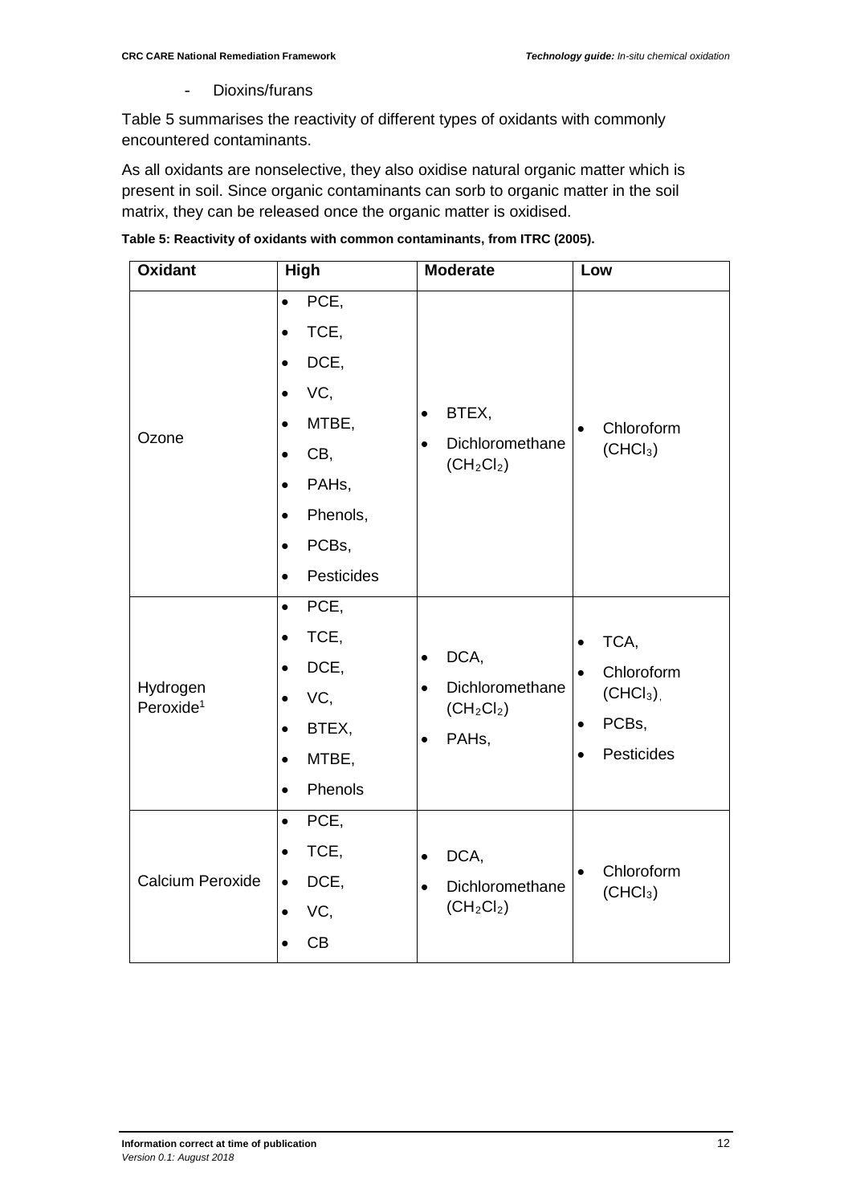- Dioxins/furans

Table 5 summarises the reactivity of different types of oxidants with commonly encountered contaminants.

As all oxidants are nonselective, they also oxidise natural organic matter which is present in soil. Since organic contaminants can sorb to organic matter in the soil matrix, they can be released once the organic matter is oxidised.

**Table 5: Reactivity of oxidants with common contaminants, from ITRC (2005).**

| Oxidant | High | Moderate | Low |
|---|---|---|---|
| Ozone | • PCE,<br>• TCE,<br>• DCE,<br>• VC,<br>• MTBE,<br>• CB,<br>• PAHs,<br>• Phenols,<br>• PCBs,<br>• Pesticides | • BTEX,<br>• Dichloromethane ($CH_2Cl_2$) | • Chloroform ($CHCl_3$) |
| Hydrogen Peroxide[1] | • PCE,<br>• TCE,<br>• DCE,<br>• VC,<br>• BTEX,<br>• MTBE,<br>• Phenols | • DCA,<br>• Dichloromethane ($CH_2Cl_2$)<br>• PAHs, | • TCA,<br>• Chloroform ($CHCl_3$),<br>• PCBs,<br>• Pesticides |
| Calcium Peroxide | • PCE,<br>• TCE,<br>• DCE,<br>• VC,<br>• CB | • DCA,<br>• Dichloromethane ($CH_2Cl_2$) | • Chloroform ($CHCl_3$) |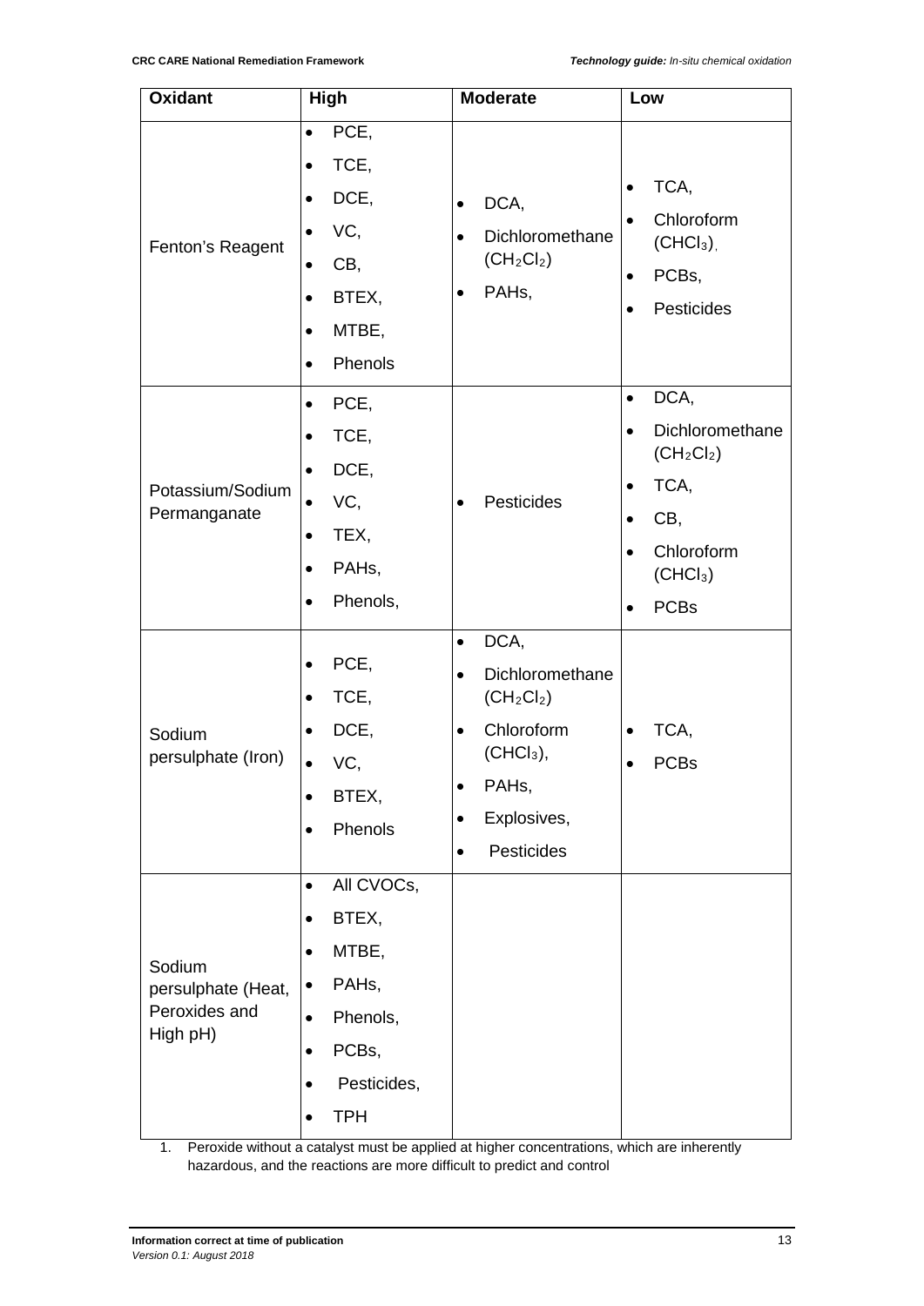| Oxidant | High | Moderate | Low |
| --- | --- | --- | --- |
| Fenton's Reagent | • PCE,<br>• TCE,<br>• DCE,<br>• VC,<br>• CB,<br>• BTEX,<br>• MTBE,<br>• Phenols | • DCA,<br>• Dichloromethane ($CH_2Cl_2$)<br>• PAHs, | • TCA,<br>• Chloroform ($CHCl_3$),<br>• PCBs,<br>• Pesticides |
| Potassium/Sodium Permanganate | • PCE,<br>• TCE,<br>• DCE,<br>• VC,<br>• TEX,<br>• PAHs,<br>• Phenols, | • Pesticides | • DCA,<br>• Dichloromethane ($CH_2Cl_2$)<br>• TCA,<br>• CB,<br>• Chloroform ($CHCl_3$)<br>• PCBs |
| Sodium persulphate (Iron) | • PCE,<br>• TCE,<br>• DCE,<br>• VC,<br>• BTEX,<br>• Phenols | • DCA,<br>• Dichloromethane ($CH_2Cl_2$)<br>• Chloroform ($CHCl_3$),<br>• PAHs,<br>• Explosives,<br>• Pesticides | • TCA,<br>• PCBs |
| Sodium persulphate (Heat, Peroxides and High pH) | • All CVOCs,<br>• BTEX,<br>• MTBE,<br>• PAHs,<br>• Phenols,<br>• PCBs,<br>• Pesticides,<br>• TPH | | |

1. Peroxide without a catalyst must be applied at higher concentrations, which are inherently hazardous, and the reactions are more difficult to predict and control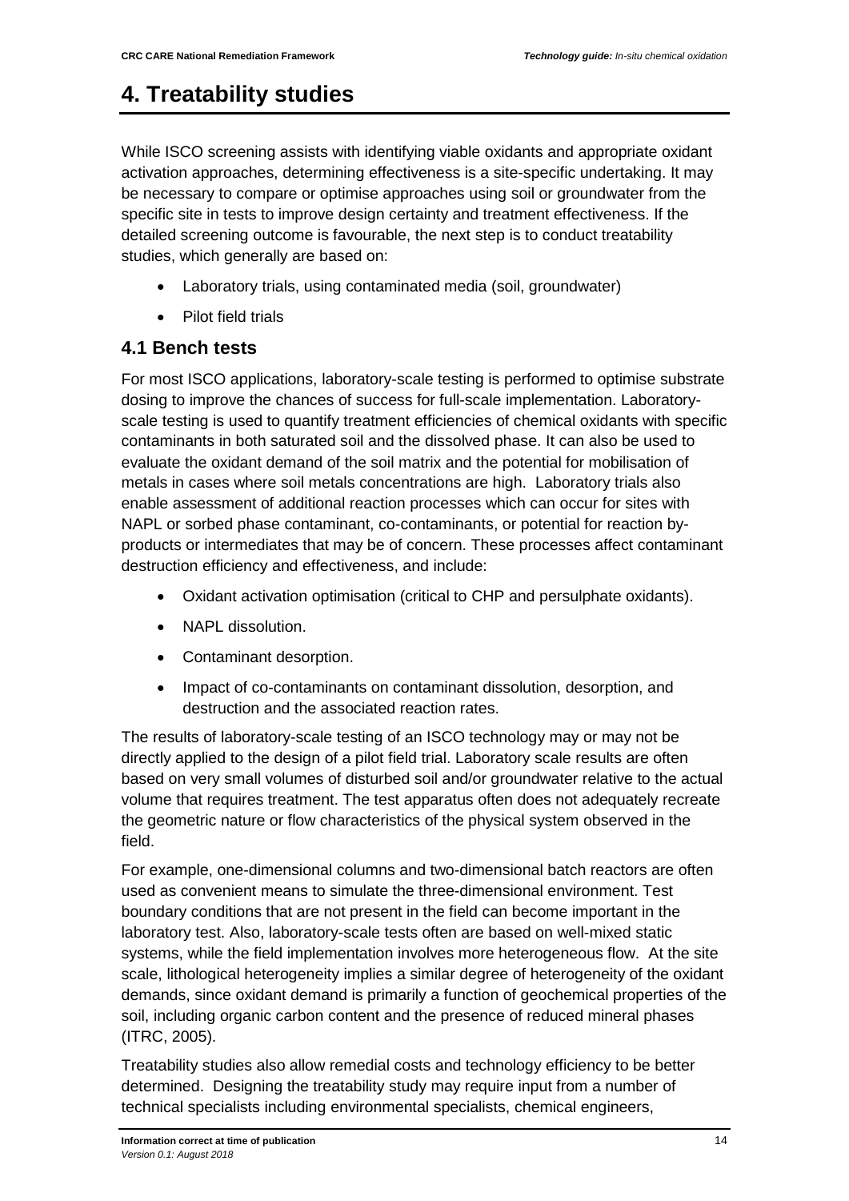# 4. Treatability studies

While ISCO screening assists with identifying viable oxidants and appropriate oxidant activation approaches, determining effectiveness is a site-specific undertaking. It may be necessary to compare or optimise approaches using soil or groundwater from the specific site in tests to improve design certainty and treatment effectiveness. If the detailed screening outcome is favourable, the next step is to conduct treatability studies, which generally are based on:

- Laboratory trials, using contaminated media (soil, groundwater)
- Pilot field trials

## 4.1 Bench tests

For most ISCO applications, laboratory-scale testing is performed to optimise substrate dosing to improve the chances of success for full-scale implementation. Laboratory-scale testing is used to quantify treatment efficiencies of chemical oxidants with specific contaminants in both saturated soil and the dissolved phase. It can also be used to evaluate the oxidant demand of the soil matrix and the potential for mobilisation of metals in cases where soil metals concentrations are high. Laboratory trials also enable assessment of additional reaction processes which can occur for sites with NAPL or sorbed phase contaminant, co-contaminants, or potential for reaction by-products or intermediates that may be of concern. These processes affect contaminant destruction efficiency and effectiveness, and include:

- Oxidant activation optimisation (critical to CHP and persulphate oxidants).
- NAPL dissolution.
- Contaminant desorption.
- Impact of co-contaminants on contaminant dissolution, desorption, and destruction and the associated reaction rates.

The results of laboratory-scale testing of an ISCO technology may or may not be directly applied to the design of a pilot field trial. Laboratory scale results are often based on very small volumes of disturbed soil and/or groundwater relative to the actual volume that requires treatment. The test apparatus often does not adequately recreate the geometric nature or flow characteristics of the physical system observed in the field.

For example, one-dimensional columns and two-dimensional batch reactors are often used as convenient means to simulate the three-dimensional environment. Test boundary conditions that are not present in the field can become important in the laboratory test. Also, laboratory-scale tests often are based on well-mixed static systems, while the field implementation involves more heterogeneous flow. At the site scale, lithological heterogeneity implies a similar degree of heterogeneity of the oxidant demands, since oxidant demand is primarily a function of geochemical properties of the soil, including organic carbon content and the presence of reduced mineral phases (ITRC, 2005).

Treatability studies also allow remedial costs and technology efficiency to be better determined. Designing the treatability study may require input from a number of technical specialists including environmental specialists, chemical engineers,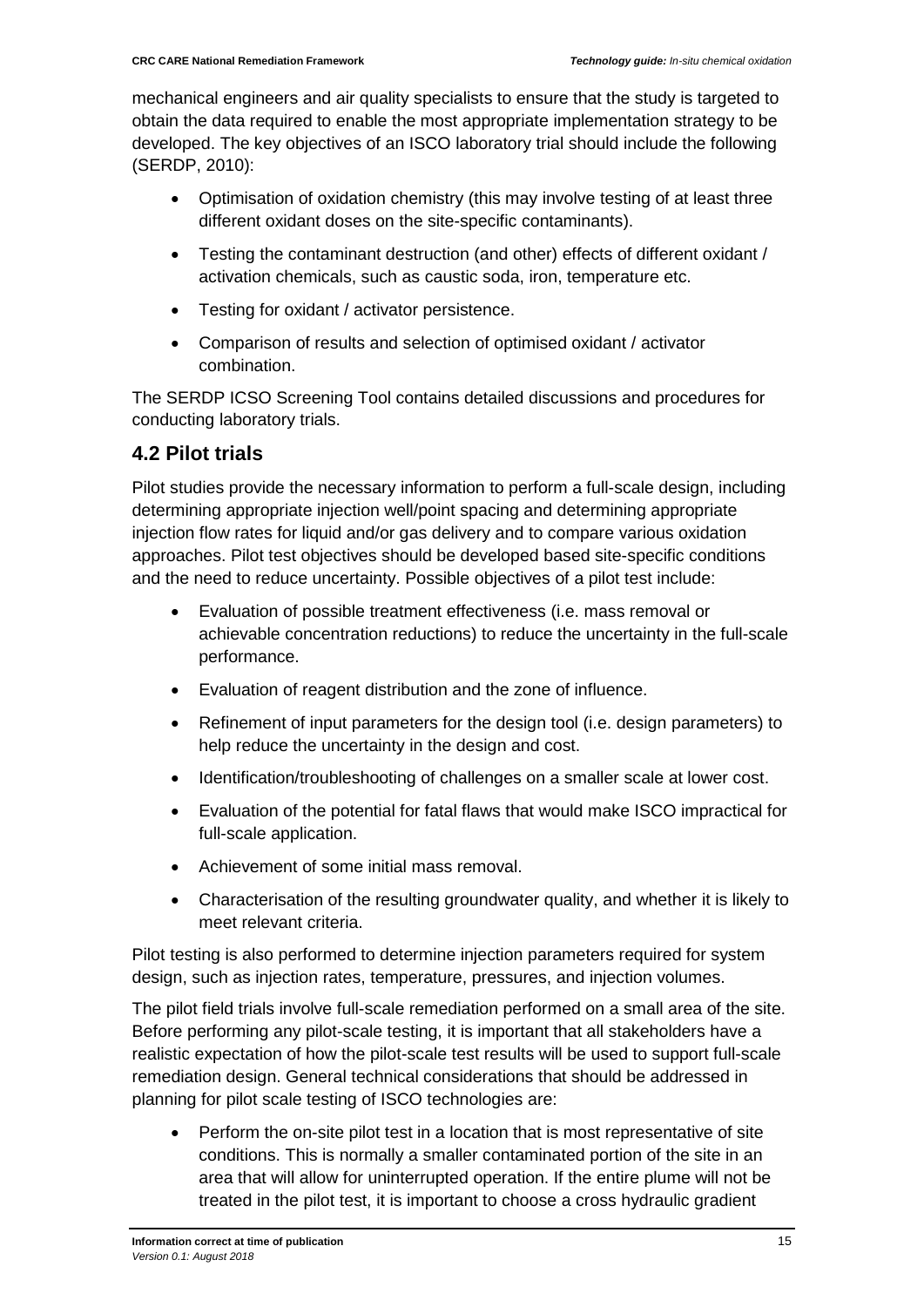mechanical engineers and air quality specialists to ensure that the study is targeted to obtain the data required to enable the most appropriate implementation strategy to be developed. The key objectives of an ISCO laboratory trial should include the following (SERDP, 2010):

- Optimisation of oxidation chemistry (this may involve testing of at least three different oxidant doses on the site-specific contaminants).
- Testing the contaminant destruction (and other) effects of different oxidant / activation chemicals, such as caustic soda, iron, temperature etc.
- Testing for oxidant / activator persistence.
- Comparison of results and selection of optimised oxidant / activator combination.

The SERDP ICSO Screening Tool contains detailed discussions and procedures for conducting laboratory trials.

## 4.2 Pilot trials

Pilot studies provide the necessary information to perform a full-scale design, including determining appropriate injection well/point spacing and determining appropriate injection flow rates for liquid and/or gas delivery and to compare various oxidation approaches. Pilot test objectives should be developed based site-specific conditions and the need to reduce uncertainty. Possible objectives of a pilot test include:

- Evaluation of possible treatment effectiveness (i.e. mass removal or achievable concentration reductions) to reduce the uncertainty in the full-scale performance.
- Evaluation of reagent distribution and the zone of influence.
- Refinement of input parameters for the design tool (i.e. design parameters) to help reduce the uncertainty in the design and cost.
- Identification/troubleshooting of challenges on a smaller scale at lower cost.
- Evaluation of the potential for fatal flaws that would make ISCO impractical for full-scale application.
- Achievement of some initial mass removal.
- Characterisation of the resulting groundwater quality, and whether it is likely to meet relevant criteria.

Pilot testing is also performed to determine injection parameters required for system design, such as injection rates, temperature, pressures, and injection volumes.

The pilot field trials involve full-scale remediation performed on a small area of the site. Before performing any pilot-scale testing, it is important that all stakeholders have a realistic expectation of how the pilot-scale test results will be used to support full-scale remediation design. General technical considerations that should be addressed in planning for pilot scale testing of ISCO technologies are:

- Perform the on-site pilot test in a location that is most representative of site conditions. This is normally a smaller contaminated portion of the site in an area that will allow for uninterrupted operation. If the entire plume will not be treated in the pilot test, it is important to choose a cross hydraulic gradient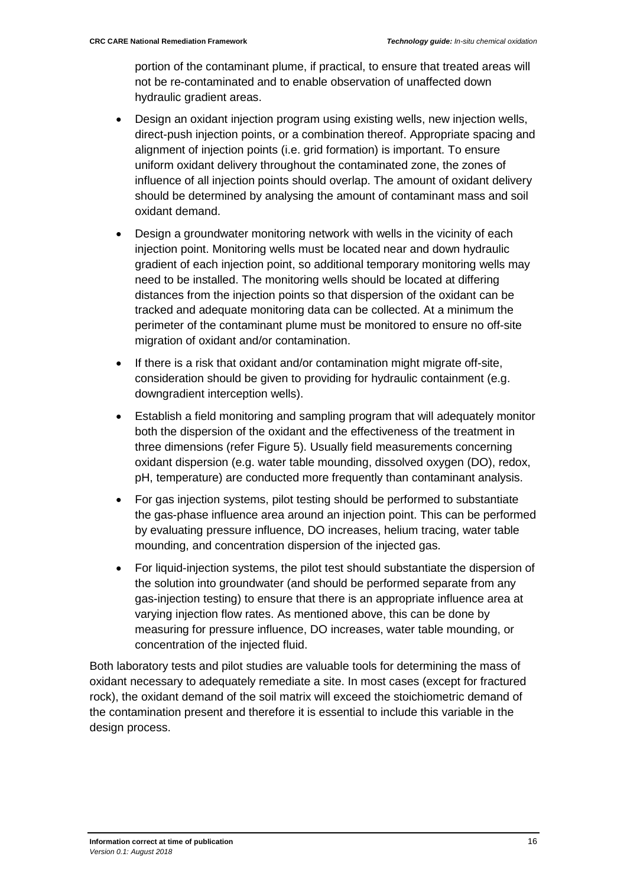portion of the contaminant plume, if practical, to ensure that treated areas will not be re-contaminated and to enable observation of unaffected down hydraulic gradient areas.

- Design an oxidant injection program using existing wells, new injection wells, direct-push injection points, or a combination thereof. Appropriate spacing and alignment of injection points (i.e. grid formation) is important. To ensure uniform oxidant delivery throughout the contaminated zone, the zones of influence of all injection points should overlap. The amount of oxidant delivery should be determined by analysing the amount of contaminant mass and soil oxidant demand.
- Design a groundwater monitoring network with wells in the vicinity of each injection point. Monitoring wells must be located near and down hydraulic gradient of each injection point, so additional temporary monitoring wells may need to be installed. The monitoring wells should be located at differing distances from the injection points so that dispersion of the oxidant can be tracked and adequate monitoring data can be collected. At a minimum the perimeter of the contaminant plume must be monitored to ensure no off-site migration of oxidant and/or contamination.
- If there is a risk that oxidant and/or contamination might migrate off-site, consideration should be given to providing for hydraulic containment (e.g. downgradient interception wells).
- Establish a field monitoring and sampling program that will adequately monitor both the dispersion of the oxidant and the effectiveness of the treatment in three dimensions (refer Figure 5). Usually field measurements concerning oxidant dispersion (e.g. water table mounding, dissolved oxygen (DO), redox, pH, temperature) are conducted more frequently than contaminant analysis.
- For gas injection systems, pilot testing should be performed to substantiate the gas-phase influence area around an injection point. This can be performed by evaluating pressure influence, DO increases, helium tracing, water table mounding, and concentration dispersion of the injected gas.
- For liquid-injection systems, the pilot test should substantiate the dispersion of the solution into groundwater (and should be performed separate from any gas-injection testing) to ensure that there is an appropriate influence area at varying injection flow rates. As mentioned above, this can be done by measuring for pressure influence, DO increases, water table mounding, or concentration of the injected fluid.

Both laboratory tests and pilot studies are valuable tools for determining the mass of oxidant necessary to adequately remediate a site. In most cases (except for fractured rock), the oxidant demand of the soil matrix will exceed the stoichiometric demand of the contamination present and therefore it is essential to include this variable in the design process.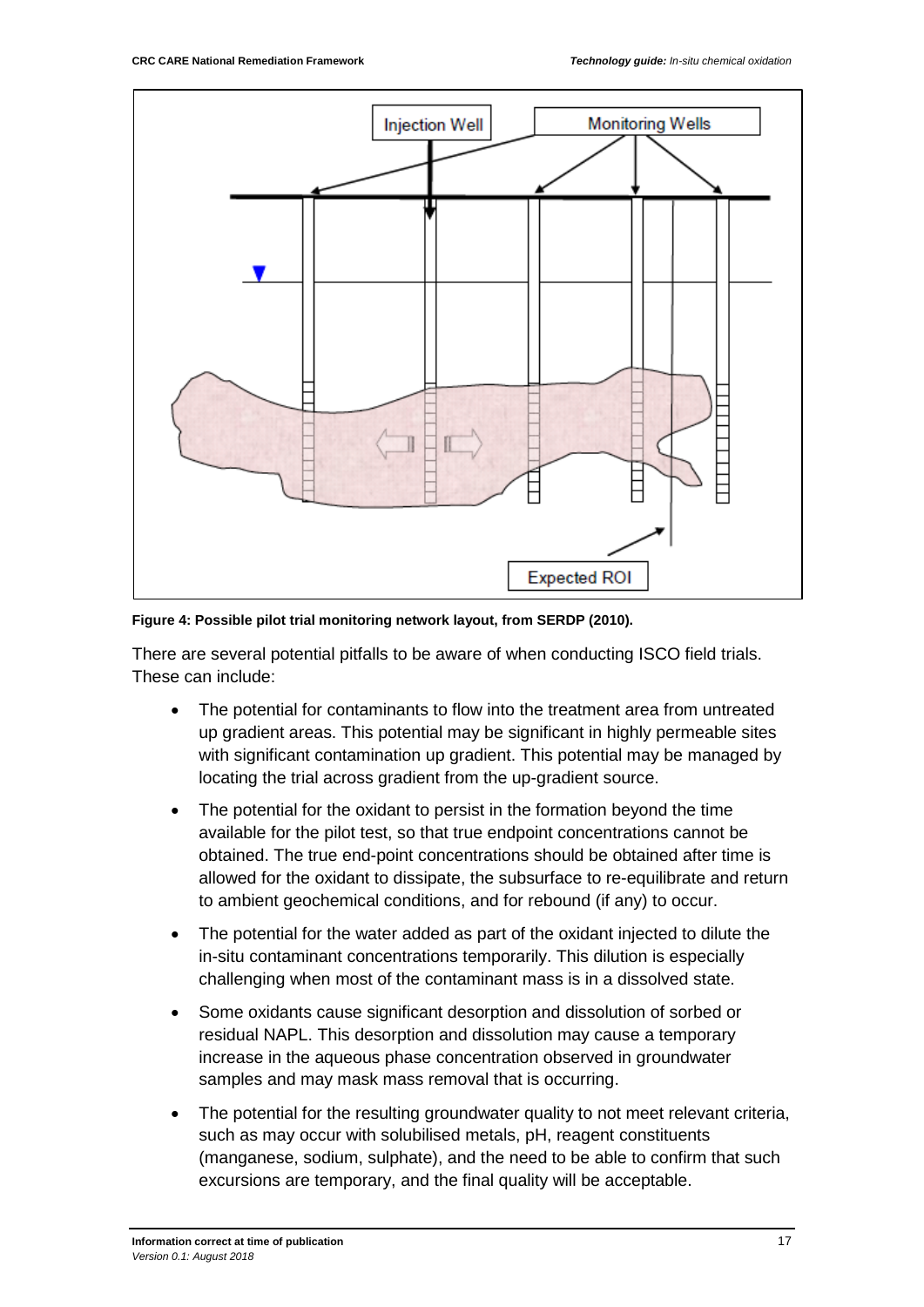**Figure 4: Possible pilot trial monitoring network layout, from SERDP (2010).**

There are several potential pitfalls to be aware of when conducting ISCO field trials. These can include:

- The potential for contaminants to flow into the treatment area from untreated up gradient areas. This potential may be significant in highly permeable sites with significant contamination up gradient. This potential may be managed by locating the trial across gradient from the up-gradient source.
- The potential for the oxidant to persist in the formation beyond the time available for the pilot test, so that true endpoint concentrations cannot be obtained. The true end-point concentrations should be obtained after time is allowed for the oxidant to dissipate, the subsurface to re-equilibrate and return to ambient geochemical conditions, and for rebound (if any) to occur.
- The potential for the water added as part of the oxidant injected to dilute the in-situ contaminant concentrations temporarily. This dilution is especially challenging when most of the contaminant mass is in a dissolved state.
- Some oxidants cause significant desorption and dissolution of sorbed or residual NAPL. This desorption and dissolution may cause a temporary increase in the aqueous phase concentration observed in groundwater samples and may mask mass removal that is occurring.
- The potential for the resulting groundwater quality to not meet relevant criteria, such as may occur with solubilised metals, pH, reagent constituents (manganese, sodium, sulphate), and the need to be able to confirm that such excursions are temporary, and the final quality will be acceptable.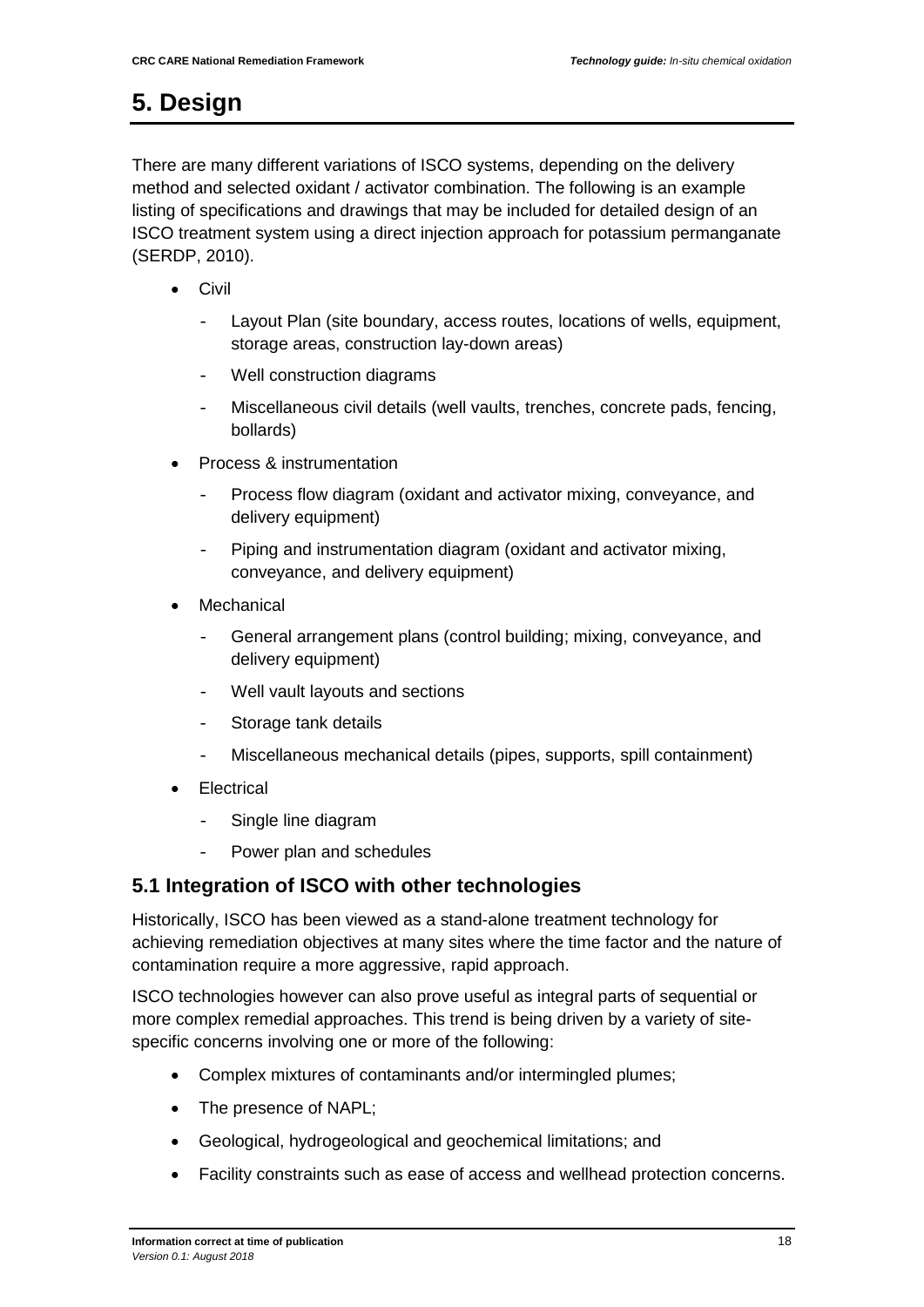# 5. Design

There are many different variations of ISCO systems, depending on the delivery method and selected oxidant / activator combination. The following is an example listing of specifications and drawings that may be included for detailed design of an ISCO treatment system using a direct injection approach for potassium permanganate (SERDP, 2010).

- Civil
  - Layout Plan (site boundary, access routes, locations of wells, equipment, storage areas, construction lay-down areas)
  - Well construction diagrams
  - Miscellaneous civil details (well vaults, trenches, concrete pads, fencing, bollards)
- Process & instrumentation
  - Process flow diagram (oxidant and activator mixing, conveyance, and delivery equipment)
  - Piping and instrumentation diagram (oxidant and activator mixing, conveyance, and delivery equipment)
- Mechanical
  - General arrangement plans (control building; mixing, conveyance, and delivery equipment)
  - Well vault layouts and sections
  - Storage tank details
  - Miscellaneous mechanical details (pipes, supports, spill containment)
- Electrical
  - Single line diagram
  - Power plan and schedules

## 5.1 Integration of ISCO with other technologies

Historically, ISCO has been viewed as a stand-alone treatment technology for achieving remediation objectives at many sites where the time factor and the nature of contamination require a more aggressive, rapid approach.

ISCO technologies however can also prove useful as integral parts of sequential or more complex remedial approaches. This trend is being driven by a variety of site-specific concerns involving one or more of the following:

- Complex mixtures of contaminants and/or intermingled plumes;
- The presence of NAPL;
- Geological, hydrogeological and geochemical limitations; and
- Facility constraints such as ease of access and wellhead protection concerns.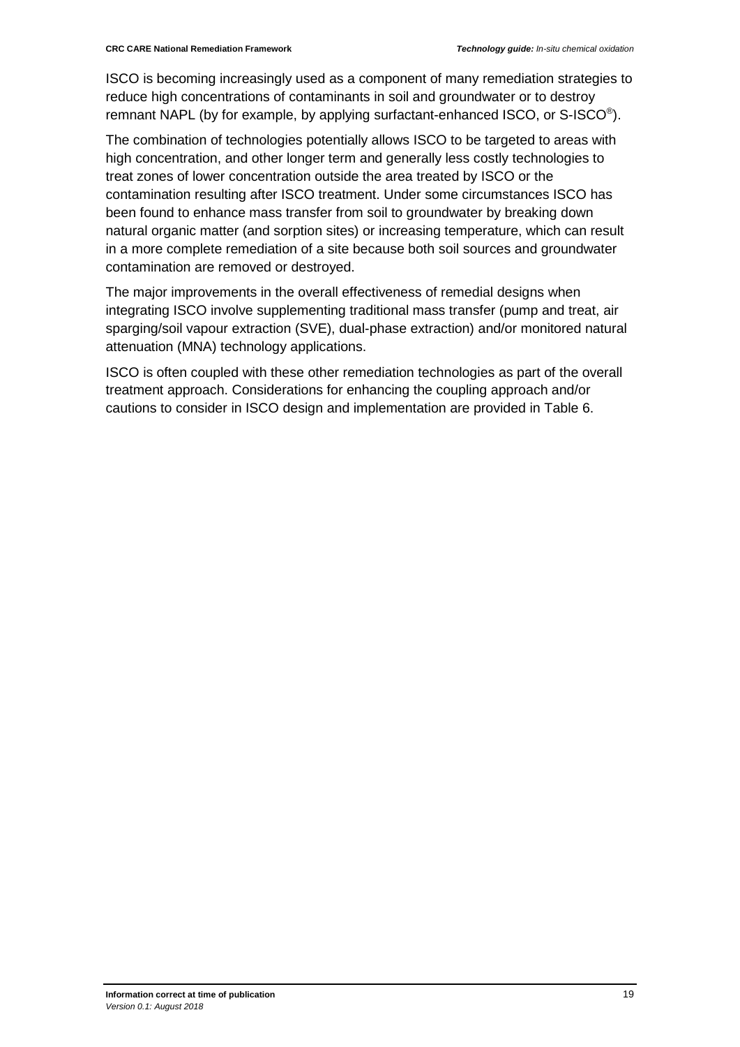ISCO is becoming increasingly used as a component of many remediation strategies to reduce high concentrations of contaminants in soil and groundwater or to destroy remnant NAPL (by for example, by applying surfactant-enhanced ISCO, or S-ISCO®).

The combination of technologies potentially allows ISCO to be targeted to areas with high concentration, and other longer term and generally less costly technologies to treat zones of lower concentration outside the area treated by ISCO or the contamination resulting after ISCO treatment. Under some circumstances ISCO has been found to enhance mass transfer from soil to groundwater by breaking down natural organic matter (and sorption sites) or increasing temperature, which can result in a more complete remediation of a site because both soil sources and groundwater contamination are removed or destroyed.

The major improvements in the overall effectiveness of remedial designs when integrating ISCO involve supplementing traditional mass transfer (pump and treat, air sparging/soil vapour extraction (SVE), dual-phase extraction) and/or monitored natural attenuation (MNA) technology applications.

ISCO is often coupled with these other remediation technologies as part of the overall treatment approach. Considerations for enhancing the coupling approach and/or cautions to consider in ISCO design and implementation are provided in Table 6.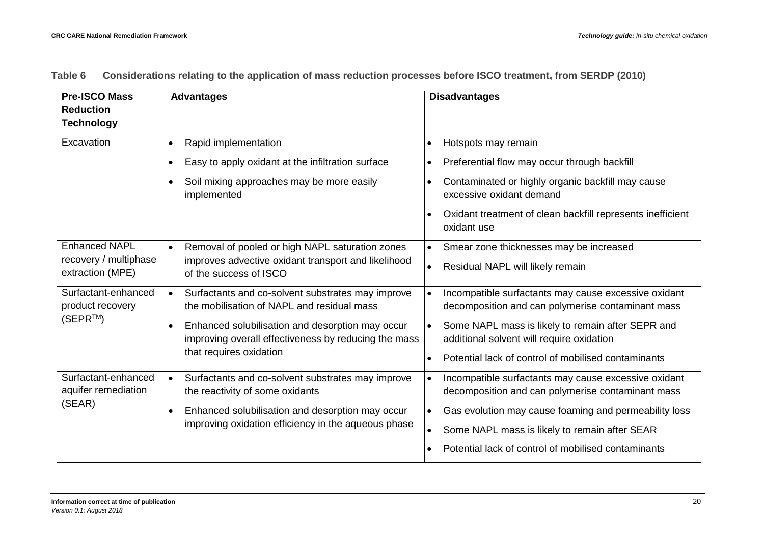**Table 6 Considerations relating to the application of mass reduction processes before ISCO treatment, from SERDP (2010)**

| Pre-ISCO Mass Reduction Technology | Advantages | Disadvantages |
| --- | --- | --- |
| Excavation | • Rapid implementation<br>• Easy to apply oxidant at the infiltration surface<br>• Soil mixing approaches may be more easily implemented | • Hotspots may remain<br>• Preferential flow may occur through backfill<br>• Contaminated or highly organic backfill may cause excessive oxidant demand<br>• Oxidant treatment of clean backfill represents inefficient oxidant use |
| Enhanced NAPL recovery / multiphase extraction (MPE) | • Removal of pooled or high NAPL saturation zones improves advective oxidant transport and likelihood of the success of ISCO | • Smear zone thicknesses may be increased<br>• Residual NAPL will likely remain |
| Surfactant-enhanced product recovery (SEPR™) | • Surfactants and co-solvent substrates may improve the mobilisation of NAPL and residual mass<br>• Enhanced solubilisation and desorption may occur improving overall effectiveness by reducing the mass that requires oxidation | • Incompatible surfactants may cause excessive oxidant decomposition and can polymerise contaminant mass<br>• Some NAPL mass is likely to remain after SEPR and additional solvent will require oxidation<br>• Potential lack of control of mobilised contaminants |
| Surfactant-enhanced aquifer remediation (SEAR) | • Surfactants and co-solvent substrates may improve the reactivity of some oxidants<br>• Enhanced solubilisation and desorption may occur improving oxidation efficiency in the aqueous phase | • Incompatible surfactants may cause excessive oxidant decomposition and can polymerise contaminant mass<br>• Gas evolution may cause foaming and permeability loss<br>• Some NAPL mass is likely to remain after SEAR<br>• Potential lack of control of mobilised contaminants |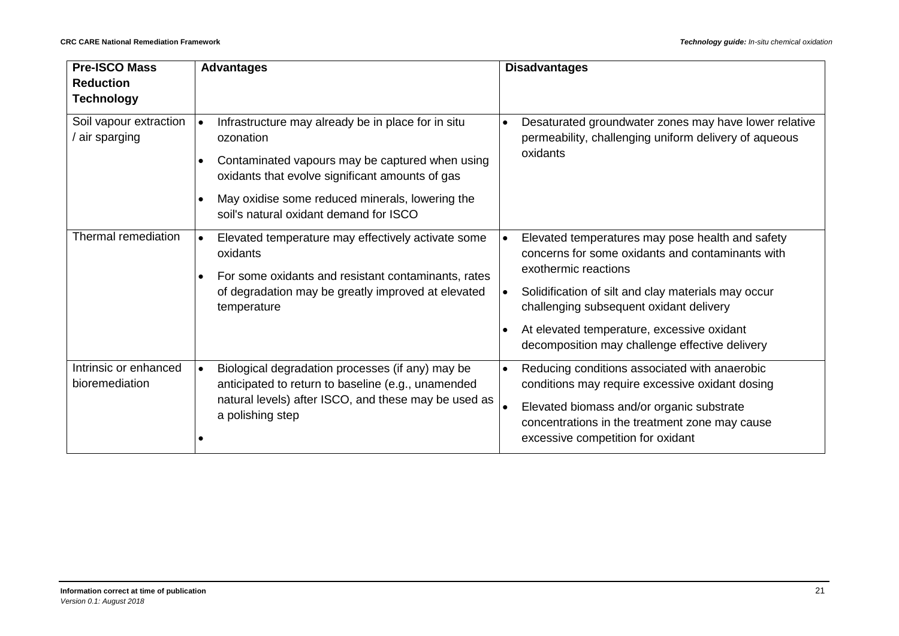| Pre-ISCO Mass Reduction Technology | Advantages | Disadvantages |
|---|---|---|
| Soil vapour extraction / air sparging | • Infrastructure may already be in place for in situ ozonation<br>• Contaminated vapours may be captured when using oxidants that evolve significant amounts of gas<br>• May oxidise some reduced minerals, lowering the soil's natural oxidant demand for ISCO | • Desaturated groundwater zones may have lower relative permeability, challenging uniform delivery of aqueous oxidants |
| Thermal remediation | • Elevated temperature may effectively activate some oxidants<br>• For some oxidants and resistant contaminants, rates of degradation may be greatly improved at elevated temperature | • Elevated temperatures may pose health and safety concerns for some oxidants and contaminants with exothermic reactions<br>• Solidification of silt and clay materials may occur challenging subsequent oxidant delivery<br>• At elevated temperature, excessive oxidant decomposition may challenge effective delivery |
| Intrinsic or enhanced bioremediation | • Biological degradation processes (if any) may be anticipated to return to baseline (e.g., unamended natural levels) after ISCO, and these may be used as a polishing step<br>• | • Reducing conditions associated with anaerobic conditions may require excessive oxidant dosing<br>• Elevated biomass and/or organic substrate concentrations in the treatment zone may cause excessive competition for oxidant |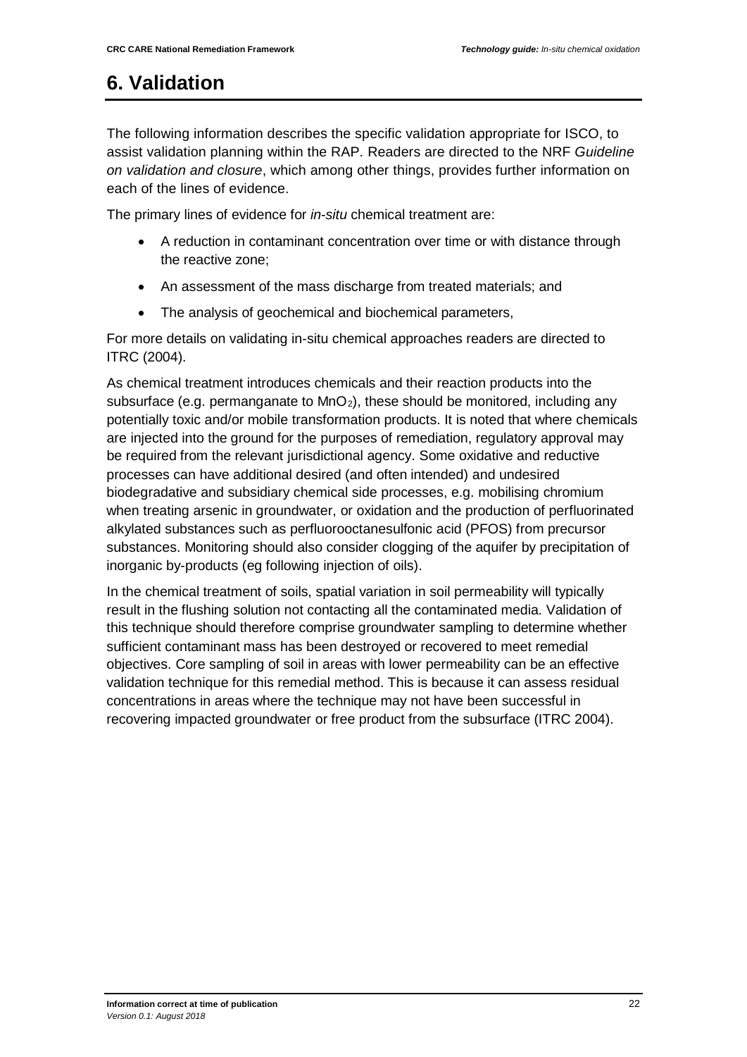# 6. Validation

The following information describes the specific validation appropriate for ISCO, to assist validation planning within the RAP. Readers are directed to the NRF *Guideline on validation and closure*, which among other things, provides further information on each of the lines of evidence.

The primary lines of evidence for *in-situ* chemical treatment are:

- A reduction in contaminant concentration over time or with distance through the reactive zone;
- An assessment of the mass discharge from treated materials; and
- The analysis of geochemical and biochemical parameters,

For more details on validating in-situ chemical approaches readers are directed to ITRC (2004).

As chemical treatment introduces chemicals and their reaction products into the subsurface (e.g. permanganate to $MnO_2$), these should be monitored, including any potentially toxic and/or mobile transformation products. It is noted that where chemicals are injected into the ground for the purposes of remediation, regulatory approval may be required from the relevant jurisdictional agency. Some oxidative and reductive processes can have additional desired (and often intended) and undesired biodegradative and subsidiary chemical side processes, e.g. mobilising chromium when treating arsenic in groundwater, or oxidation and the production of perfluorinated alkylated substances such as perfluorooctanesulfonic acid (PFOS) from precursor substances. Monitoring should also consider clogging of the aquifer by precipitation of inorganic by-products (eg following injection of oils).

In the chemical treatment of soils, spatial variation in soil permeability will typically result in the flushing solution not contacting all the contaminated media. Validation of this technique should therefore comprise groundwater sampling to determine whether sufficient contaminant mass has been destroyed or recovered to meet remedial objectives. Core sampling of soil in areas with lower permeability can be an effective validation technique for this remedial method. This is because it can assess residual concentrations in areas where the technique may not have been successful in recovering impacted groundwater or free product from the subsurface (ITRC 2004).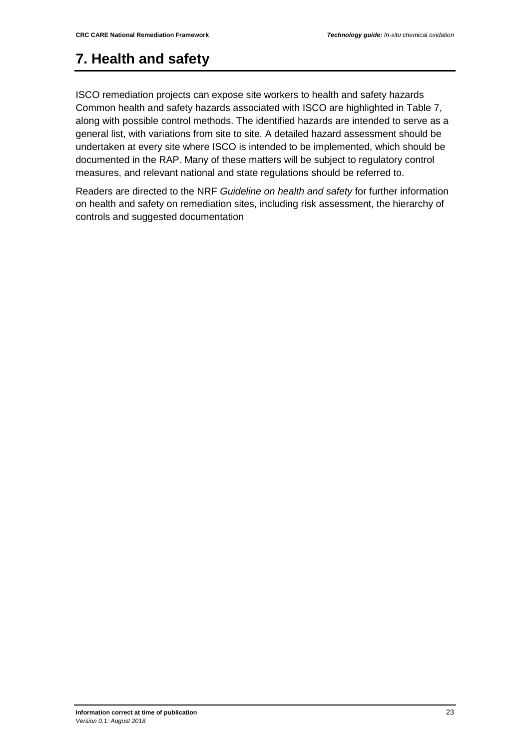# 7. Health and safety

ISCO remediation projects can expose site workers to health and safety hazards Common health and safety hazards associated with ISCO are highlighted in Table 7, along with possible control methods. The identified hazards are intended to serve as a general list, with variations from site to site. A detailed hazard assessment should be undertaken at every site where ISCO is intended to be implemented, which should be documented in the RAP. Many of these matters will be subject to regulatory control measures, and relevant national and state regulations should be referred to.

Readers are directed to the NRF *Guideline on health and safety* for further information on health and safety on remediation sites, including risk assessment, the hierarchy of controls and suggested documentation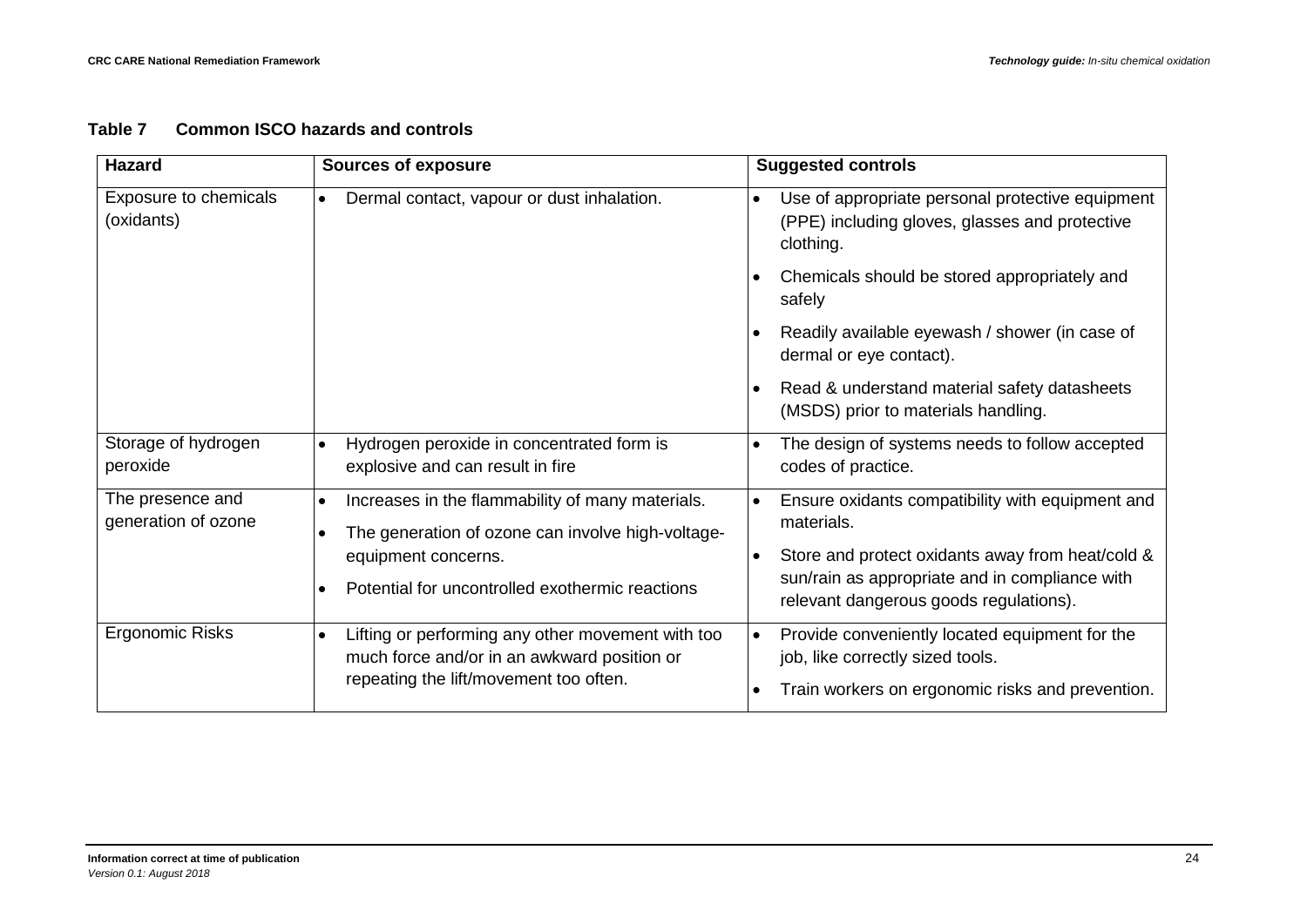**Table 7 Common ISCO hazards and controls**

| Hazard | Sources of exposure | Suggested controls |
| --- | --- | --- |
| Exposure to chemicals (oxidants) | • Dermal contact, vapour or dust inhalation. | • Use of appropriate personal protective equipment (PPE) including gloves, glasses and protective clothing.<br>• Chemicals should be stored appropriately and safely<br>• Readily available eyewash / shower (in case of dermal or eye contact).<br>• Read & understand material safety datasheets (MSDS) prior to materials handling. |
| Storage of hydrogen peroxide | • Hydrogen peroxide in concentrated form is explosive and can result in fire | • The design of systems needs to follow accepted codes of practice. |
| The presence and generation of ozone | • Increases in the flammability of many materials.<br>• The generation of ozone can involve high-voltage-equipment concerns.<br>• Potential for uncontrolled exothermic reactions | • Ensure oxidants compatibility with equipment and materials.<br>• Store and protect oxidants away from heat/cold & sun/rain as appropriate and in compliance with relevant dangerous goods regulations). |
| Ergonomic Risks | • Lifting or performing any other movement with too much force and/or in an awkward position or repeating the lift/movement too often. | • Provide conveniently located equipment for the job, like correctly sized tools.<br>• Train workers on ergonomic risks and prevention. |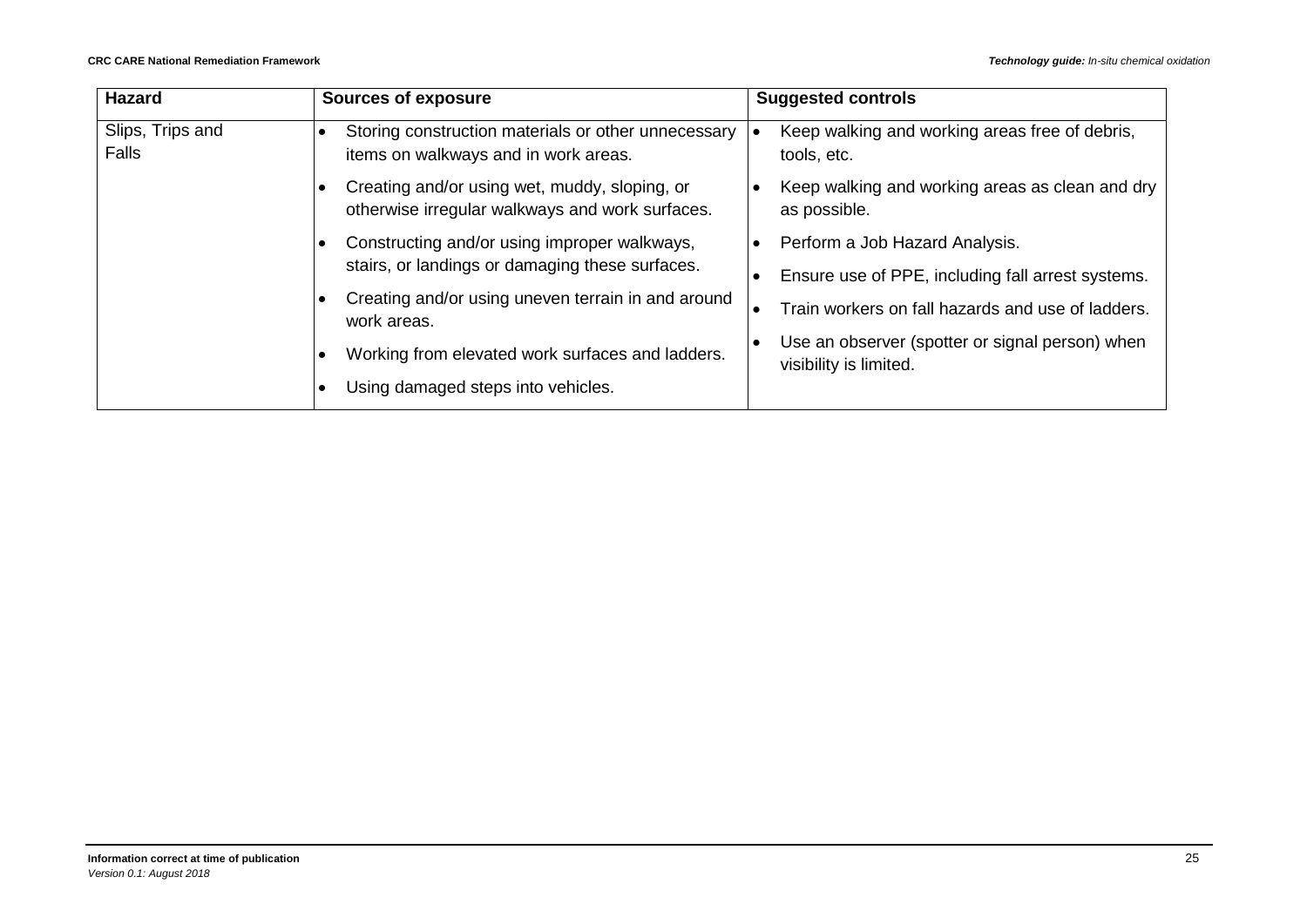| Hazard | Sources of exposure | Suggested controls |
|---|---|---|
| Slips, Trips and Falls | • Storing construction materials or other unnecessary items on walkways and in work areas.<br>• Creating and/or using wet, muddy, sloping, or otherwise irregular walkways and work surfaces.<br>• Constructing and/or using improper walkways, stairs, or landings or damaging these surfaces.<br>• Creating and/or using uneven terrain in and around work areas.<br>• Working from elevated work surfaces and ladders.<br>• Using damaged steps into vehicles. | • Keep walking and working areas free of debris, tools, etc.<br>• Keep walking and working areas as clean and dry as possible.<br>• Perform a Job Hazard Analysis.<br>• Ensure use of PPE, including fall arrest systems.<br>• Train workers on fall hazards and use of ladders.<br>• Use an observer (spotter or signal person) when visibility is limited. |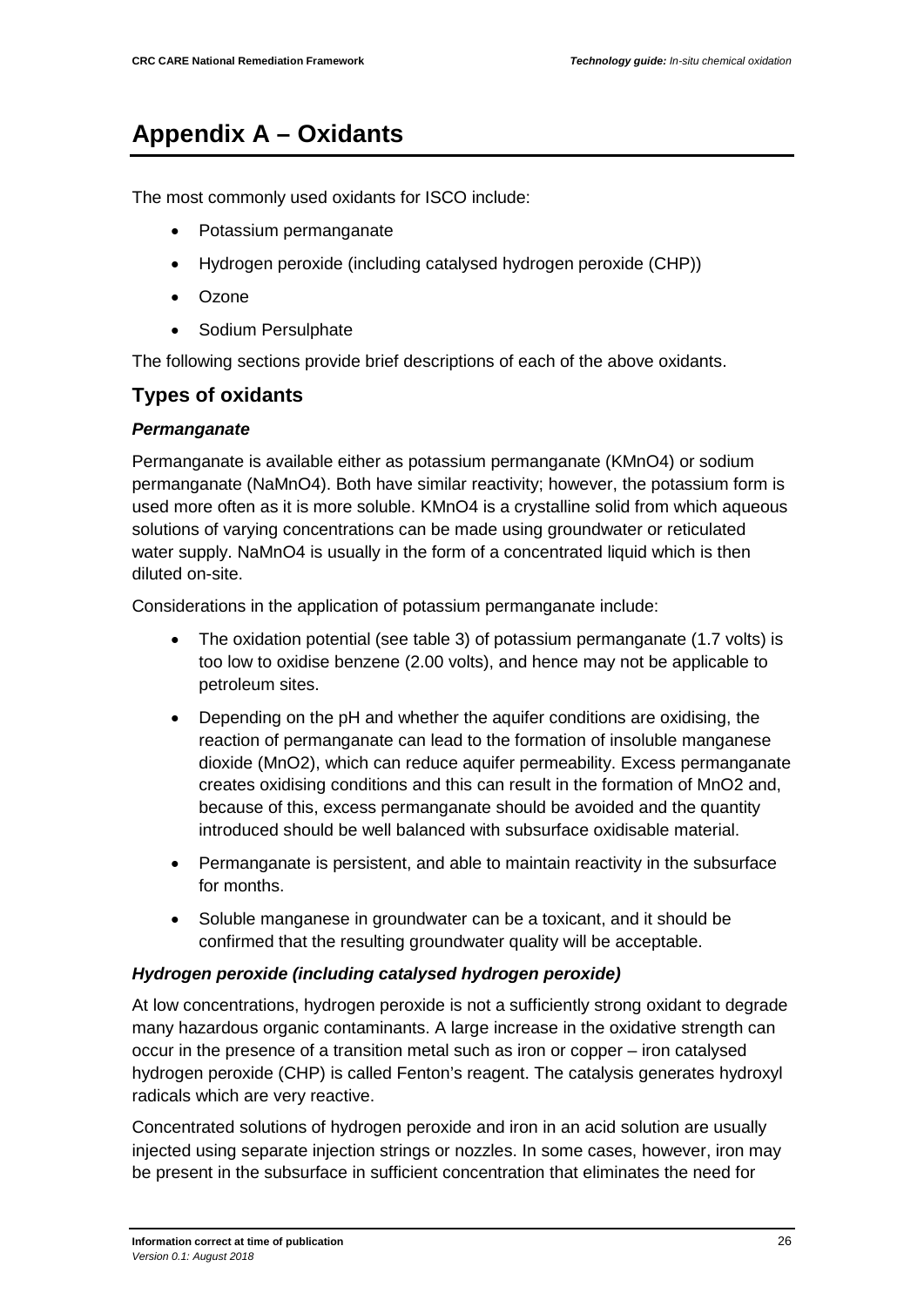# Appendix A – Oxidants

The most commonly used oxidants for ISCO include:

- Potassium permanganate
- Hydrogen peroxide (including catalysed hydrogen peroxide (CHP))
- Ozone
- Sodium Persulphate

The following sections provide brief descriptions of each of the above oxidants.

## Types of oxidants

### *Permanganate*

Permanganate is available either as potassium permanganate ($KMnO_4$) or sodium permanganate ($NaMnO_4$). Both have similar reactivity; however, the potassium form is used more often as it is more soluble. $KMnO_4$ is a crystalline solid from which aqueous solutions of varying concentrations can be made using groundwater or reticulated water supply. $NaMnO_4$ is usually in the form of a concentrated liquid which is then diluted on-site.

Considerations in the application of potassium permanganate include:

- The oxidation potential (see table 3) of potassium permanganate (1.7 volts) is too low to oxidise benzene (2.00 volts), and hence may not be applicable to petroleum sites.
- Depending on the pH and whether the aquifer conditions are oxidising, the reaction of permanganate can lead to the formation of insoluble manganese dioxide ($MnO_2$), which can reduce aquifer permeability. Excess permanganate creates oxidising conditions and this can result in the formation of $MnO_2$ and, because of this, excess permanganate should be avoided and the quantity introduced should be well balanced with subsurface oxidisable material.
- Permanganate is persistent, and able to maintain reactivity in the subsurface for months.
- Soluble manganese in groundwater can be a toxicant, and it should be confirmed that the resulting groundwater quality will be acceptable.

### *Hydrogen peroxide (including catalysed hydrogen peroxide)*

At low concentrations, hydrogen peroxide is not a sufficiently strong oxidant to degrade many hazardous organic contaminants. A large increase in the oxidative strength can occur in the presence of a transition metal such as iron or copper – iron catalysed hydrogen peroxide (CHP) is called Fenton's reagent. The catalysis generates hydroxyl radicals which are very reactive.

Concentrated solutions of hydrogen peroxide and iron in an acid solution are usually injected using separate injection strings or nozzles. In some cases, however, iron may be present in the subsurface in sufficient concentration that eliminates the need for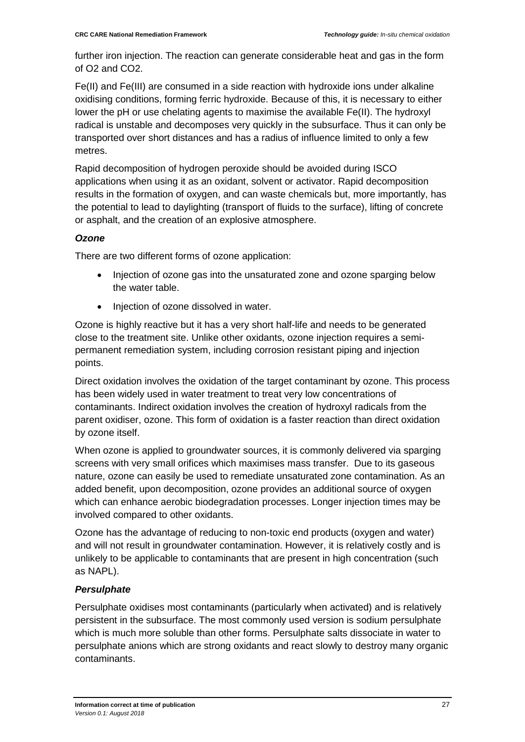further iron injection. The reaction can generate considerable heat and gas in the form of O2 and CO2.

Fe(II) and Fe(III) are consumed in a side reaction with hydroxide ions under alkaline oxidising conditions, forming ferric hydroxide. Because of this, it is necessary to either lower the pH or use chelating agents to maximise the available Fe(II). The hydroxyl radical is unstable and decomposes very quickly in the subsurface. Thus it can only be transported over short distances and has a radius of influence limited to only a few metres.

Rapid decomposition of hydrogen peroxide should be avoided during ISCO applications when using it as an oxidant, solvent or activator. Rapid decomposition results in the formation of oxygen, and can waste chemicals but, more importantly, has the potential to lead to daylighting (transport of fluids to the surface), lifting of concrete or asphalt, and the creation of an explosive atmosphere.

### *Ozone*

There are two different forms of ozone application:

- Injection of ozone gas into the unsaturated zone and ozone sparging below the water table.
- Injection of ozone dissolved in water.

Ozone is highly reactive but it has a very short half-life and needs to be generated close to the treatment site. Unlike other oxidants, ozone injection requires a semi-permanent remediation system, including corrosion resistant piping and injection points.

Direct oxidation involves the oxidation of the target contaminant by ozone. This process has been widely used in water treatment to treat very low concentrations of contaminants. Indirect oxidation involves the creation of hydroxyl radicals from the parent oxidiser, ozone. This form of oxidation is a faster reaction than direct oxidation by ozone itself.

When ozone is applied to groundwater sources, it is commonly delivered via sparging screens with very small orifices which maximises mass transfer. Due to its gaseous nature, ozone can easily be used to remediate unsaturated zone contamination. As an added benefit, upon decomposition, ozone provides an additional source of oxygen which can enhance aerobic biodegradation processes. Longer injection times may be involved compared to other oxidants.

Ozone has the advantage of reducing to non-toxic end products (oxygen and water) and will not result in groundwater contamination. However, it is relatively costly and is unlikely to be applicable to contaminants that are present in high concentration (such as NAPL).

### *Persulphate*

Persulphate oxidises most contaminants (particularly when activated) and is relatively persistent in the subsurface. The most commonly used version is sodium persulphate which is much more soluble than other forms. Persulphate salts dissociate in water to persulphate anions which are strong oxidants and react slowly to destroy many organic contaminants.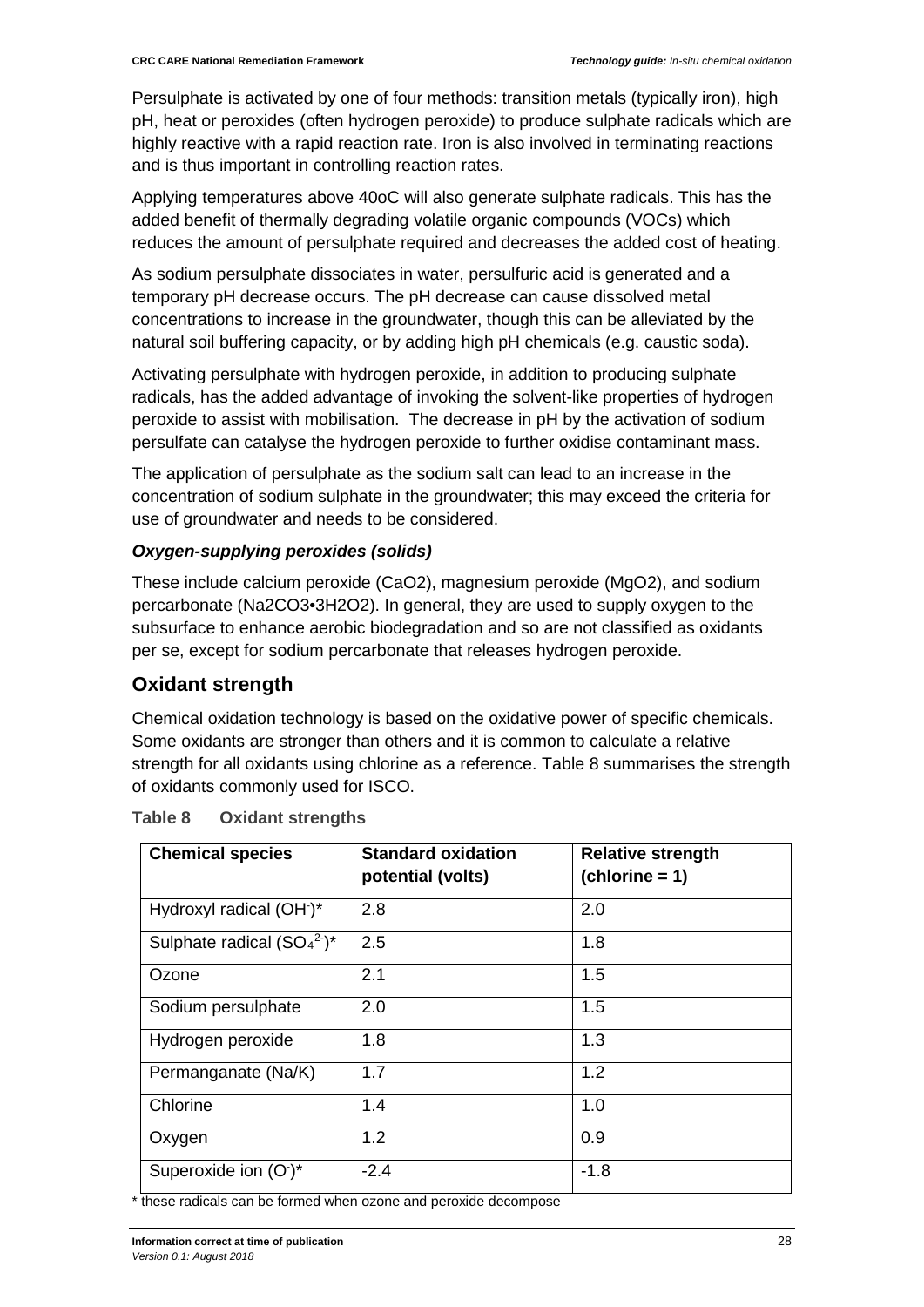Persulphate is activated by one of four methods: transition metals (typically iron), high pH, heat or peroxides (often hydrogen peroxide) to produce sulphate radicals which are highly reactive with a rapid reaction rate. Iron is also involved in terminating reactions and is thus important in controlling reaction rates.

Applying temperatures above 40oC will also generate sulphate radicals. This has the added benefit of thermally degrading volatile organic compounds (VOCs) which reduces the amount of persulphate required and decreases the added cost of heating.

As sodium persulphate dissociates in water, persulfuric acid is generated and a temporary pH decrease occurs. The pH decrease can cause dissolved metal concentrations to increase in the groundwater, though this can be alleviated by the natural soil buffering capacity, or by adding high pH chemicals (e.g. caustic soda).

Activating persulphate with hydrogen peroxide, in addition to producing sulphate radicals, has the added advantage of invoking the solvent-like properties of hydrogen peroxide to assist with mobilisation. The decrease in pH by the activation of sodium persulfate can catalyse the hydrogen peroxide to further oxidise contaminant mass.

The application of persulphate as the sodium salt can lead to an increase in the concentration of sodium sulphate in the groundwater; this may exceed the criteria for use of groundwater and needs to be considered.

***Oxygen-supplying peroxides (solids)***

These include calcium peroxide (CaO2), magnesium peroxide (MgO2), and sodium percarbonate (Na2CO3•3H2O2). In general, they are used to supply oxygen to the subsurface to enhance aerobic biodegradation and so are not classified as oxidants per se, except for sodium percarbonate that releases hydrogen peroxide.

## Oxidant strength

Chemical oxidation technology is based on the oxidative power of specific chemicals. Some oxidants are stronger than others and it is common to calculate a relative strength for all oxidants using chlorine as a reference. Table 8 summarises the strength of oxidants commonly used for ISCO.

**Table 8 Oxidant strengths**

| Chemical species | Standard oxidation potential (volts) | Relative strength (chlorine = 1) |
|---|---|---|
| Hydroxyl radical ($OH^{-}$)* | 2.8 | 2.0 |
| Sulphate radical ($SO_4^{2-}$)* | 2.5 | 1.8 |
| Ozone | 2.1 | 1.5 |
| Sodium persulphate | 2.0 | 1.5 |
| Hydrogen peroxide | 1.8 | 1.3 |
| Permanganate (Na/K) | 1.7 | 1.2 |
| Chlorine | 1.4 | 1.0 |
| Oxygen | 1.2 | 0.9 |
| Superoxide ion ($O^{-}$)* | -2.4 | -1.8 |

\* these radicals can be formed when ozone and peroxide decompose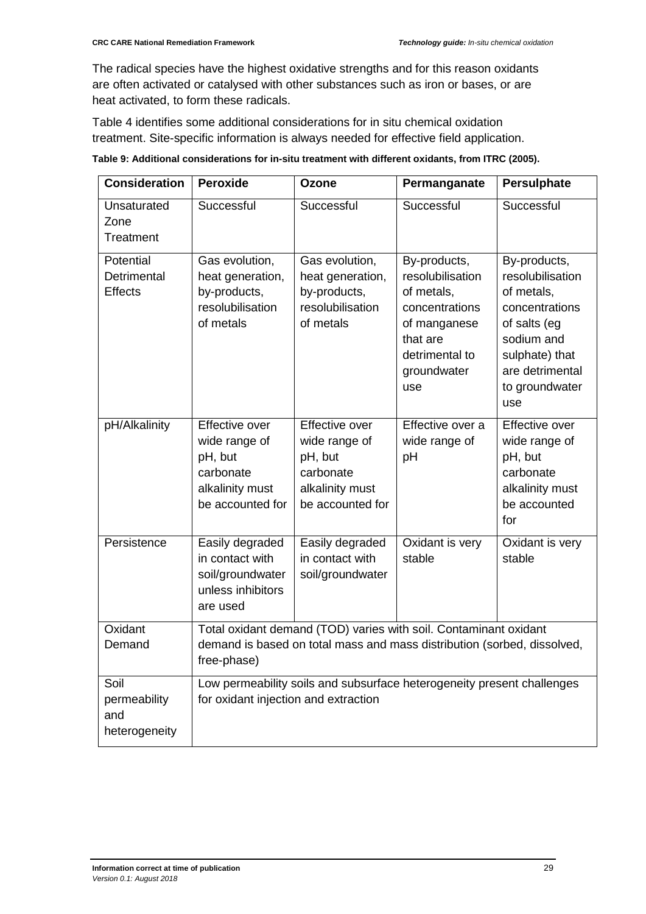The radical species have the highest oxidative strengths and for this reason oxidants are often activated or catalysed with other substances such as iron or bases, or are heat activated, to form these radicals.

Table 4 identifies some additional considerations for in situ chemical oxidation treatment. Site-specific information is always needed for effective field application.

**Table 9: Additional considerations for in-situ treatment with different oxidants, from ITRC (2005).**

| Consideration | Peroxide | Ozone | Permanganate | Persulphate |
|---|---|---|---|---|
| Unsaturated Zone Treatment | Successful | Successful | Successful | Successful |
| Potential Detrimental Effects | Gas evolution, heat generation, by-products, resolubilisation of metals | Gas evolution, heat generation, by-products, resolubilisation of metals | By-products, resolubilisation of metals, concentrations of manganese that are detrimental to groundwater use | By-products, resolubilisation of metals, concentrations of salts (eg sodium and sulphate) that are detrimental to groundwater use |
| pH/Alkalinity | Effective over wide range of pH, but carbonate alkalinity must be accounted for | Effective over wide range of pH, but carbonate alkalinity must be accounted for | Effective over a wide range of pH | Effective over wide range of pH, but carbonate alkalinity must be accounted for |
| Persistence | Easily degraded in contact with soil/groundwater unless inhibitors are used | Easily degraded in contact with soil/groundwater | Oxidant is very stable | Oxidant is very stable |
| Oxidant Demand | Total oxidant demand (TOD) varies with soil. Contaminant oxidant demand is based on total mass and mass distribution (sorbed, dissolved, free-phase) | | | |
| Soil permeability and heterogeneity | Low permeability soils and subsurface heterogeneity present challenges for oxidant injection and extraction | | | |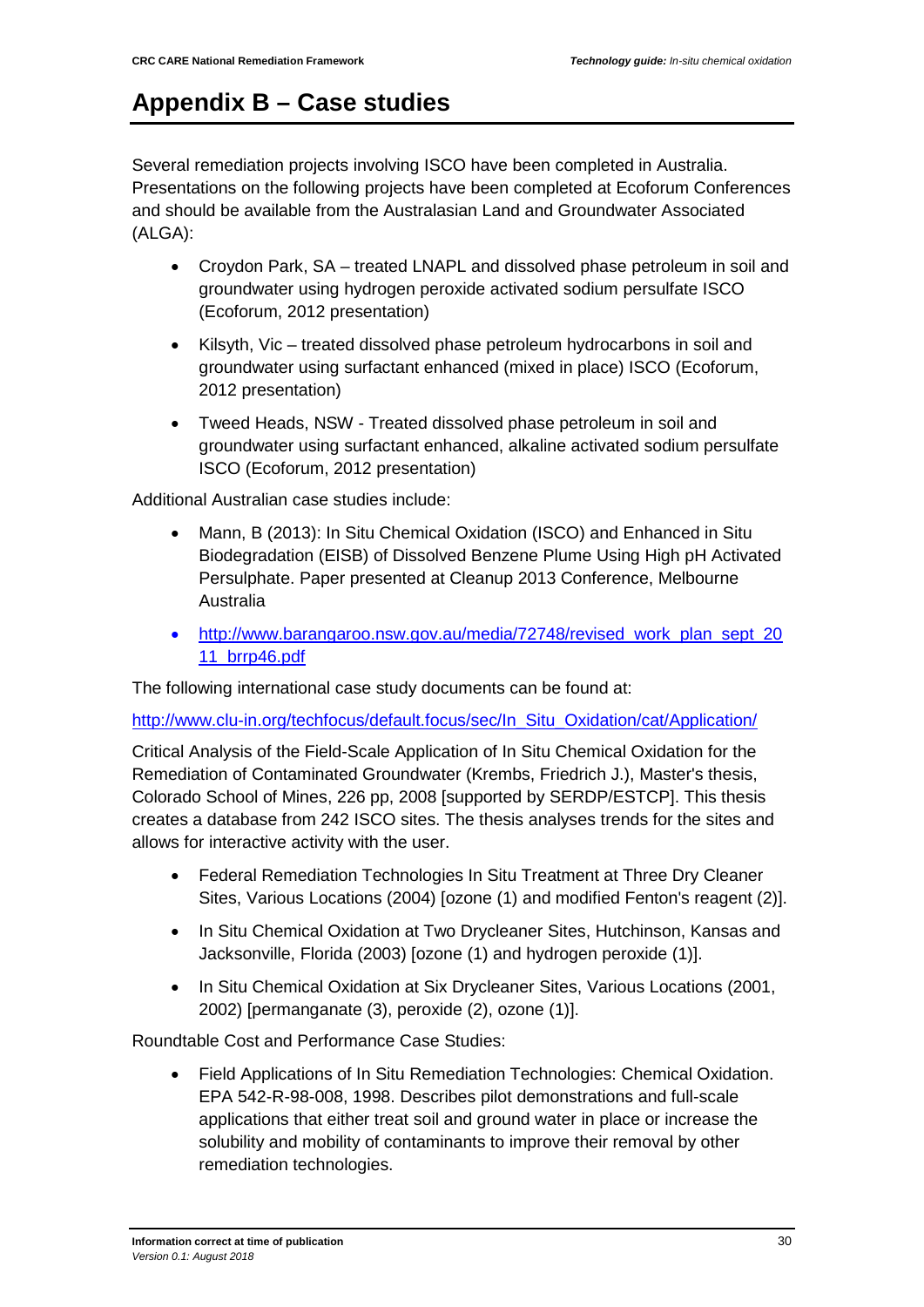# Appendix B – Case studies

Several remediation projects involving ISCO have been completed in Australia. Presentations on the following projects have been completed at Ecoforum Conferences and should be available from the Australasian Land and Groundwater Associated (ALGA):

- Croydon Park, SA – treated LNAPL and dissolved phase petroleum in soil and groundwater using hydrogen peroxide activated sodium persulfate ISCO (Ecoforum, 2012 presentation)
- Kilsyth, Vic – treated dissolved phase petroleum hydrocarbons in soil and groundwater using surfactant enhanced (mixed in place) ISCO (Ecoforum, 2012 presentation)
- Tweed Heads, NSW - Treated dissolved phase petroleum in soil and groundwater using surfactant enhanced, alkaline activated sodium persulfate ISCO (Ecoforum, 2012 presentation)

Additional Australian case studies include:

- Mann, B (2013): In Situ Chemical Oxidation (ISCO) and Enhanced in Situ Biodegradation (EISB) of Dissolved Benzene Plume Using High pH Activated Persulphate. Paper presented at Cleanup 2013 Conference, Melbourne Australia
- http://www.barangaroo.nsw.gov.au/media/72748/revised_work_plan_sept_2011_brrp46.pdf

The following international case study documents can be found at:

http://www.clu-in.org/techfocus/default.focus/sec/In_Situ_Oxidation/cat/Application/

Critical Analysis of the Field-Scale Application of In Situ Chemical Oxidation for the Remediation of Contaminated Groundwater (Krembs, Friedrich J.), Master's thesis, Colorado School of Mines, 226 pp, 2008 [supported by SERDP/ESTCP]. This thesis creates a database from 242 ISCO sites. The thesis analyses trends for the sites and allows for interactive activity with the user.

- Federal Remediation Technologies In Situ Treatment at Three Dry Cleaner Sites, Various Locations (2004) [ozone (1) and modified Fenton's reagent (2)].
- In Situ Chemical Oxidation at Two Drycleaner Sites, Hutchinson, Kansas and Jacksonville, Florida (2003) [ozone (1) and hydrogen peroxide (1)].
- In Situ Chemical Oxidation at Six Drycleaner Sites, Various Locations (2001, 2002) [permanganate (3), peroxide (2), ozone (1)].

Roundtable Cost and Performance Case Studies:

- Field Applications of In Situ Remediation Technologies: Chemical Oxidation. EPA 542-R-98-008, 1998. Describes pilot demonstrations and full-scale applications that either treat soil and ground water in place or increase the solubility and mobility of contaminants to improve their removal by other remediation technologies.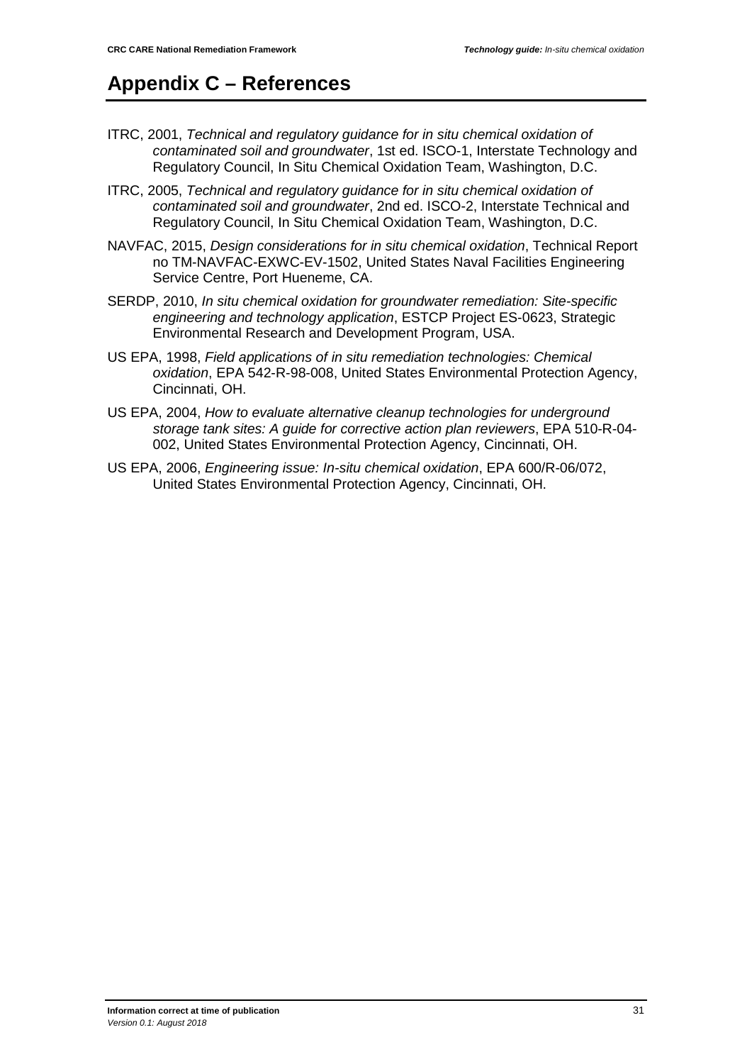# Appendix C – References

ITRC, 2001, *Technical and regulatory guidance for in situ chemical oxidation of contaminated soil and groundwater*, 1st ed. ISCO-1, Interstate Technology and Regulatory Council, In Situ Chemical Oxidation Team, Washington, D.C.

ITRC, 2005, *Technical and regulatory guidance for in situ chemical oxidation of contaminated soil and groundwater*, 2nd ed. ISCO-2, Interstate Technical and Regulatory Council, In Situ Chemical Oxidation Team, Washington, D.C.

NAVFAC, 2015, *Design considerations for in situ chemical oxidation*, Technical Report no TM-NAVFAC-EXWC-EV-1502, United States Naval Facilities Engineering Service Centre, Port Hueneme, CA.

SERDP, 2010, *In situ chemical oxidation for groundwater remediation: Site-specific engineering and technology application*, ESTCP Project ES-0623, Strategic Environmental Research and Development Program, USA.

US EPA, 1998, *Field applications of in situ remediation technologies: Chemical oxidation*, EPA 542-R-98-008, United States Environmental Protection Agency, Cincinnati, OH.

US EPA, 2004, *How to evaluate alternative cleanup technologies for underground storage tank sites: A guide for corrective action plan reviewers*, EPA 510-R-04-002, United States Environmental Protection Agency, Cincinnati, OH.

US EPA, 2006, *Engineering issue: In-situ chemical oxidation*, EPA 600/R-06/072, United States Environmental Protection Agency, Cincinnati, OH.